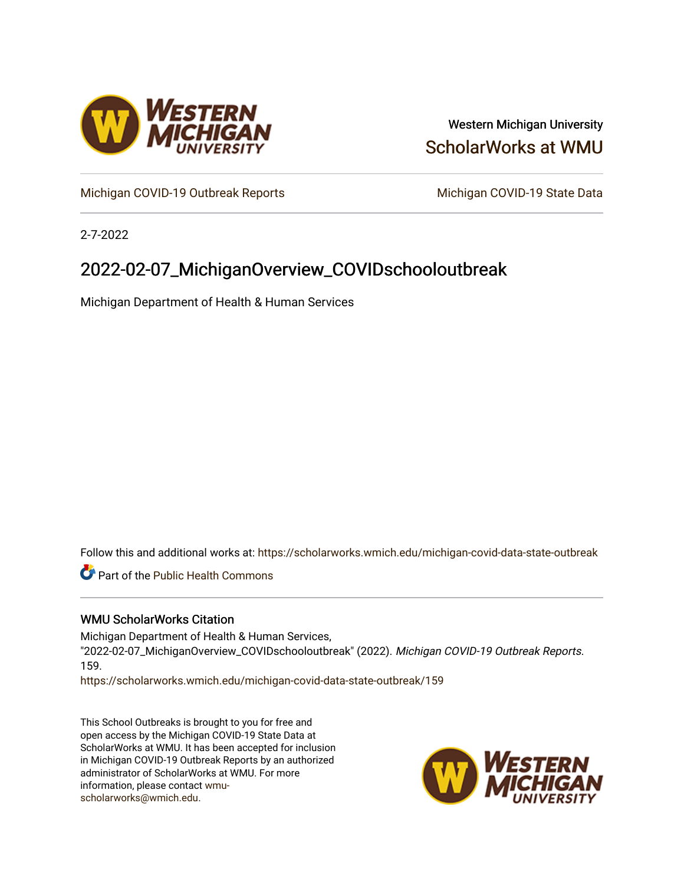Western Michigan University

ScholarWorks at WMU

Michigan COVID-19 Outbreak Reports

Michigan COVID-19 State Data

2-7-2022

# 2022-02-07_MichiganOverview_COVIDschooloutbreak

Michigan Department of Health & Human Services

Follow this and additional works at: https://scholarworks.wmich.edu/michigan-covid-data-state-outbreak

Part of the Public Health Commons

## WMU ScholarWorks Citation

Michigan Department of Health & Human Services, "2022-02-07_MichiganOverview_COVIDschooloutbreak" (2022). *Michigan COVID-19 Outbreak Reports*. 159.
https://scholarworks.wmich.edu/michigan-covid-data-state-outbreak/159

This School Outbreaks is brought to you for free and open access by the Michigan COVID-19 State Data at ScholarWorks at WMU. It has been accepted for inclusion in Michigan COVID-19 Outbreak Reports by an authorized administrator of ScholarWorks at WMU. For more information, please contact wmu-scholarworks@wmich.edu.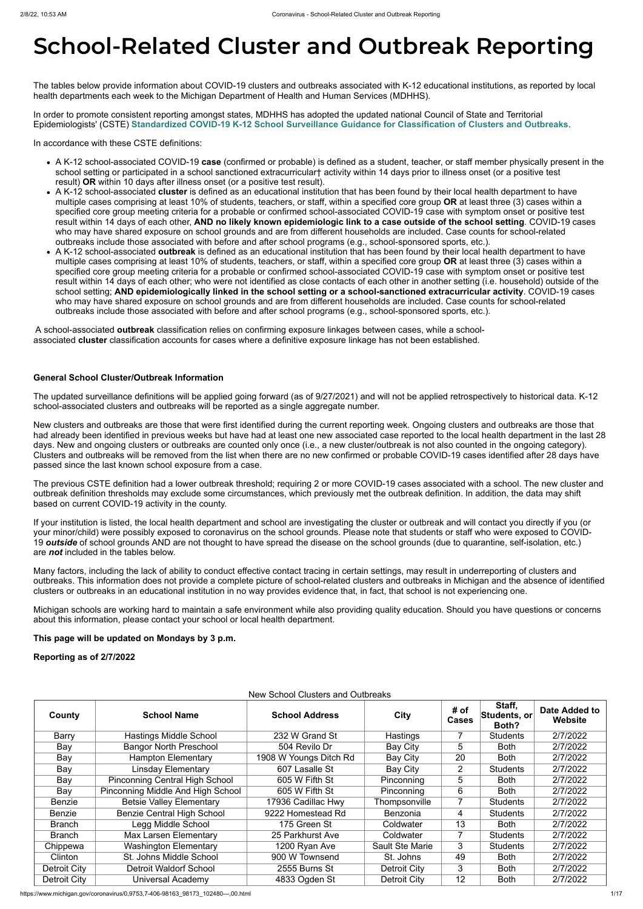# School-Related Cluster and Outbreak Reporting

The tables below provide information about COVID-19 clusters and outbreaks associated with K-12 educational institutions, as reported by local health departments each week to the Michigan Department of Health and Human Services (MDHHS).

In order to promote consistent reporting amongst states, MDHHS has adopted the updated national Council of State and Territorial Epidemiologists' (CSTE) **Standardized COVID-19 K-12 School Surveillance Guidance for Classification of Clusters and Outbreaks**.

In accordance with these CSTE definitions:

- A K-12 school-associated COVID-19 **case** (confirmed or probable) is defined as a student, teacher, or staff member physically present in the school setting or participated in a school sanctioned extracurricular† activity within 14 days prior to illness onset (or a positive test result) **OR** within 10 days after illness onset (or a positive test result).
- A K-12 school-associated **cluster** is defined as an educational institution that has been found by their local health department to have multiple cases comprising at least 10% of students, teachers, or staff, within a specified core group **OR** at least three (3) cases within a specified core group meeting criteria for a probable or confirmed school-associated COVID-19 case with symptom onset or positive test result within 14 days of each other, **AND no likely known epidemiologic link to a case outside of the school setting**. COVID-19 cases who may have shared exposure on school grounds and are from different households are included. Case counts for school-related outbreaks include those associated with before and after school programs (e.g., school-sponsored sports, etc.).
- A K-12 school-associated **outbreak** is defined as an educational institution that has been found by their local health department to have multiple cases comprising at least 10% of students, teachers, or staff, within a specified core group **OR** at least three (3) cases within a specified core group meeting criteria for a probable or confirmed school-associated COVID-19 case with symptom onset or positive test result within 14 days of each other; who were not identified as close contacts of each other in another setting (i.e. household) outside of the school setting; **AND epidemiologically linked in the school setting or a school-sanctioned extracurricular activity**. COVID-19 cases who may have shared exposure on school grounds and are from different households are included. Case counts for school-related outbreaks include those associated with before and after school programs (e.g., school-sponsored sports, etc.).

A school-associated **outbreak** classification relies on confirming exposure linkages between cases, while a school-associated **cluster** classification accounts for cases where a definitive exposure linkage has not been established.

**General School Cluster/Outbreak Information**

The updated surveillance definitions will be applied going forward (as of 9/27/2021) and will not be applied retrospectively to historical data. K-12 school-associated clusters and outbreaks will be reported as a single aggregate number.

New clusters and outbreaks are those that were first identified during the current reporting week. Ongoing clusters and outbreaks are those that had already been identified in previous weeks but have had at least one new associated case reported to the local health department in the last 28 days. New and ongoing clusters or outbreaks are counted only once (i.e., a new cluster/outbreak is not also counted in the ongoing category). Clusters and outbreaks will be removed from the list when there are no new confirmed or probable COVID-19 cases identified after 28 days have passed since the last known school exposure from a case.

The previous CSTE definition had a lower outbreak threshold; requiring 2 or more COVID-19 cases associated with a school. The new cluster and outbreak definition thresholds may exclude some circumstances, which previously met the outbreak definition. In addition, the data may shift based on current COVID-19 activity in the county.

If your institution is listed, the local health department and school are investigating the cluster or outbreak and will contact you directly if you (or your minor/child) were possibly exposed to coronavirus on the school grounds. Please note that students or staff who were exposed to COVID-19 ***outside*** of school grounds AND are not thought to have spread the disease on the school grounds (due to quarantine, self-isolation, etc.) are ***not*** included in the tables below.

Many factors, including the lack of ability to conduct effective contact tracing in certain settings, may result in underreporting of clusters and outbreaks. This information does not provide a complete picture of school-related clusters and outbreaks in Michigan and the absence of identified clusters or outbreaks in an educational institution in no way provides evidence that, in fact, that school is not experiencing one.

Michigan schools are working hard to maintain a safe environment while also providing quality education. Should you have questions or concerns about this information, please contact your school or local health department.

**This page will be updated on Mondays by 3 p.m.**

**Reporting as of 2/7/2022**

New School Clusters and Outbreaks

| County | School Name | School Address | City | # of Cases | Staff, Students, or Both? | Date Added to Website |
|---|---|---|---|---|---|---|
| Barry | Hastings Middle School | 232 W Grand St | Hastings | 7 | Students | 2/7/2022 |
| Bay | Bangor North Preschool | 504 Revilo Dr | Bay City | 5 | Both | 2/7/2022 |
| Bay | Hampton Elementary | 1908 W Youngs Ditch Rd | Bay City | 20 | Both | 2/7/2022 |
| Bay | Linsday Elementary | 607 Lasalle St | Bay City | 2 | Students | 2/7/2022 |
| Bay | Pinconning Central High School | 605 W Fifth St | Pinconning | 5 | Both | 2/7/2022 |
| Bay | Pinconning Middle And High School | 605 W Fifth St | Pinconning | 6 | Both | 2/7/2022 |
| Benzie | Betsie Valley Elementary | 17936 Cadillac Hwy | Thompsonville | 7 | Students | 2/7/2022 |
| Benzie | Benzie Central High School | 9222 Homestead Rd | Benzonia | 4 | Students | 2/7/2022 |
| Branch | Legg Middle School | 175 Green St | Coldwater | 13 | Both | 2/7/2022 |
| Branch | Max Larsen Elementary | 25 Parkhurst Ave | Coldwater | 7 | Students | 2/7/2022 |
| Chippewa | Washington Elementary | 1200 Ryan Ave | Sault Ste Marie | 3 | Students | 2/7/2022 |
| Clinton | St. Johns Middle School | 900 W Townsend | St. Johns | 49 | Both | 2/7/2022 |
| Detroit City | Detroit Waldorf School | 2555 Burns St | Detroit City | 3 | Both | 2/7/2022 |
| Detroit City | Universal Academy | 4833 Ogden St | Detroit City | 12 | Both | 2/7/2022 |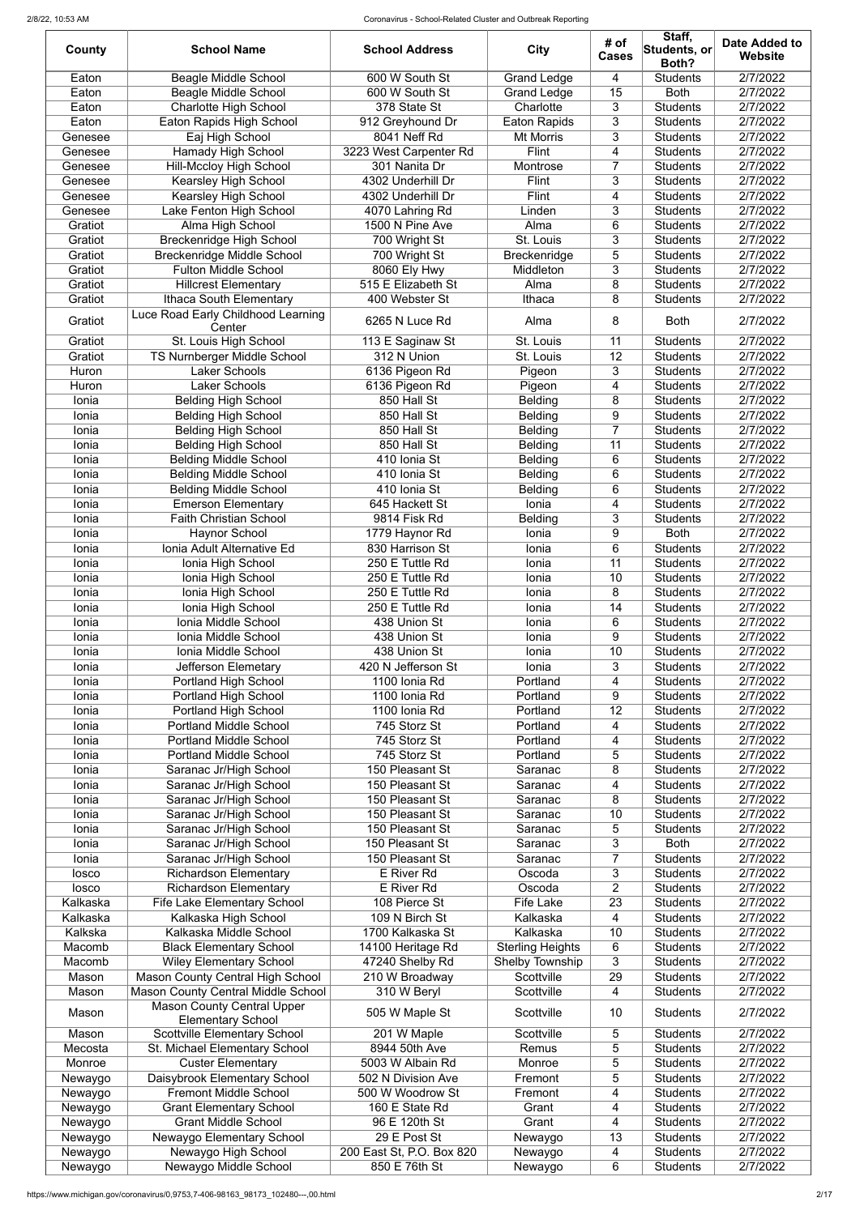| County | School Name | School Address | City | # of Cases | Staff, Students, or Both? | Date Added to Website |
|---|---|---|---|---|---|---|
| Eaton | Beagle Middle School | 600 W South St | Grand Ledge | 4 | Students | 2/7/2022 |
| Eaton | Beagle Middle School | 600 W South St | Grand Ledge | 15 | Both | 2/7/2022 |
| Eaton | Charlotte High School | 378 State St | Charlotte | 3 | Students | 2/7/2022 |
| Eaton | Eaton Rapids High School | 912 Greyhound Dr | Eaton Rapids | 3 | Students | 2/7/2022 |
| Genesee | Eaj High School | 8041 Neff Rd | Mt Morris | 3 | Students | 2/7/2022 |
| Genesee | Hamady High School | 3223 West Carpenter Rd | Flint | 4 | Students | 2/7/2022 |
| Genesee | Hill-Mccloy High School | 301 Nanita Dr | Montrose | 7 | Students | 2/7/2022 |
| Genesee | Kearsley High School | 4302 Underhill Dr | Flint | 3 | Students | 2/7/2022 |
| Genesee | Kearsley High School | 4302 Underhill Dr | Flint | 4 | Students | 2/7/2022 |
| Genesee | Lake Fenton High School | 4070 Lahring Rd | Linden | 3 | Students | 2/7/2022 |
| Gratiot | Alma High School | 1500 N Pine Ave | Alma | 6 | Students | 2/7/2022 |
| Gratiot | Breckenridge High School | 700 Wright St | St. Louis | 3 | Students | 2/7/2022 |
| Gratiot | Breckenridge Middle School | 700 Wright St | Breckenridge | 5 | Students | 2/7/2022 |
| Gratiot | Fulton Middle School | 8060 Ely Hwy | Middleton | 3 | Students | 2/7/2022 |
| Gratiot | Hillcrest Elementary | 515 E Elizabeth St | Alma | 8 | Students | 2/7/2022 |
| Gratiot | Ithaca South Elementary | 400 Webster St | Ithaca | 8 | Students | 2/7/2022 |
| Gratiot | Luce Road Early Childhood Learning Center | 6265 N Luce Rd | Alma | 8 | Both | 2/7/2022 |
| Gratiot | St. Louis High School | 113 E Saginaw St | St. Louis | 11 | Students | 2/7/2022 |
| Gratiot | TS Nurnberger Middle School | 312 N Union | St. Louis | 12 | Students | 2/7/2022 |
| Huron | Laker Schools | 6136 Pigeon Rd | Pigeon | 3 | Students | 2/7/2022 |
| Huron | Laker Schools | 6136 Pigeon Rd | Pigeon | 4 | Students | 2/7/2022 |
| Ionia | Belding High School | 850 Hall St | Belding | 8 | Students | 2/7/2022 |
| Ionia | Belding High School | 850 Hall St | Belding | 9 | Students | 2/7/2022 |
| Ionia | Belding High School | 850 Hall St | Belding | 7 | Students | 2/7/2022 |
| Ionia | Belding High School | 850 Hall St | Belding | 11 | Students | 2/7/2022 |
| Ionia | Belding Middle School | 410 Ionia St | Belding | 6 | Students | 2/7/2022 |
| Ionia | Belding Middle School | 410 Ionia St | Belding | 6 | Students | 2/7/2022 |
| Ionia | Belding Middle School | 410 Ionia St | Belding | 6 | Students | 2/7/2022 |
| Ionia | Emerson Elementary | 645 Hackett St | Ionia | 4 | Students | 2/7/2022 |
| Ionia | Faith Christian School | 9814 Fisk Rd | Belding | 3 | Students | 2/7/2022 |
| Ionia | Haynor School | 1779 Haynor Rd | Ionia | 9 | Both | 2/7/2022 |
| Ionia | Ionia Adult Alternative Ed | 830 Harrison St | Ionia | 6 | Students | 2/7/2022 |
| Ionia | Ionia High School | 250 E Tuttle Rd | Ionia | 11 | Students | 2/7/2022 |
| Ionia | Ionia High School | 250 E Tuttle Rd | Ionia | 10 | Students | 2/7/2022 |
| Ionia | Ionia High School | 250 E Tuttle Rd | Ionia | 8 | Students | 2/7/2022 |
| Ionia | Ionia High School | 250 E Tuttle Rd | Ionia | 14 | Students | 2/7/2022 |
| Ionia | Ionia Middle School | 438 Union St | Ionia | 6 | Students | 2/7/2022 |
| Ionia | Ionia Middle School | 438 Union St | Ionia | 9 | Students | 2/7/2022 |
| Ionia | Ionia Middle School | 438 Union St | Ionia | 10 | Students | 2/7/2022 |
| Ionia | Jefferson Elemetary | 420 N Jefferson St | Ionia | 3 | Students | 2/7/2022 |
| Ionia | Portland High School | 1100 Ionia Rd | Portland | 4 | Students | 2/7/2022 |
| Ionia | Portland High School | 1100 Ionia Rd | Portland | 9 | Students | 2/7/2022 |
| Ionia | Portland High School | 1100 Ionia Rd | Portland | 12 | Students | 2/7/2022 |
| Ionia | Portland Middle School | 745 Storz St | Portland | 4 | Students | 2/7/2022 |
| Ionia | Portland Middle School | 745 Storz St | Portland | 4 | Students | 2/7/2022 |
| Ionia | Portland Middle School | 745 Storz St | Portland | 5 | Students | 2/7/2022 |
| Ionia | Saranac Jr/High School | 150 Pleasant St | Saranac | 8 | Students | 2/7/2022 |
| Ionia | Saranac Jr/High School | 150 Pleasant St | Saranac | 4 | Students | 2/7/2022 |
| Ionia | Saranac Jr/High School | 150 Pleasant St | Saranac | 8 | Students | 2/7/2022 |
| Ionia | Saranac Jr/High School | 150 Pleasant St | Saranac | 10 | Students | 2/7/2022 |
| Ionia | Saranac Jr/High School | 150 Pleasant St | Saranac | 5 | Students | 2/7/2022 |
| Ionia | Saranac Jr/High School | 150 Pleasant St | Saranac | 3 | Both | 2/7/2022 |
| Ionia | Saranac Jr/High School | 150 Pleasant St | Saranac | 7 | Students | 2/7/2022 |
| Iosco | Richardson Elementary | E River Rd | Oscoda | 3 | Students | 2/7/2022 |
| Iosco | Richardson Elementary | E River Rd | Oscoda | 2 | Students | 2/7/2022 |
| Kalkaska | Fife Lake Elementary School | 108 Pierce St | Fife Lake | 23 | Students | 2/7/2022 |
| Kalkaska | Kalkaska High School | 109 N Birch St | Kalkaska | 4 | Students | 2/7/2022 |
| Kalkska | Kalkaska Middle School | 1700 Kalkaska St | Kalkaska | 10 | Students | 2/7/2022 |
| Macomb | Black Elementary School | 14100 Heritage Rd | Sterling Heights | 6 | Students | 2/7/2022 |
| Macomb | Wiley Elementary School | 47240 Shelby Rd | Shelby Township | 3 | Students | 2/7/2022 |
| Mason | Mason County Central High School | 210 W Broadway | Scottville | 29 | Students | 2/7/2022 |
| Mason | Mason County Central Middle School | 310 W Beryl | Scottville | 4 | Students | 2/7/2022 |
| Mason | Mason County Central Upper Elementary School | 505 W Maple St | Scottville | 10 | Students | 2/7/2022 |
| Mason | Scottville Elementary School | 201 W Maple | Scottville | 5 | Students | 2/7/2022 |
| Mecosta | St. Michael Elementary School | 8944 50th Ave | Remus | 5 | Students | 2/7/2022 |
| Monroe | Custer Elementary | 5003 W Albain Rd | Monroe | 5 | Students | 2/7/2022 |
| Newaygo | Daisybrook Elementary School | 502 N Division Ave | Fremont | 5 | Students | 2/7/2022 |
| Newaygo | Fremont Middle School | 500 W Woodrow St | Fremont | 4 | Students | 2/7/2022 |
| Newaygo | Grant Elementary School | 160 E State Rd | Grant | 4 | Students | 2/7/2022 |
| Newaygo | Grant Middle School | 96 E 120th St | Grant | 4 | Students | 2/7/2022 |
| Newaygo | Newaygo Elementary School | 29 E Post St | Newaygo | 13 | Students | 2/7/2022 |
| Newaygo | Newaygo High School | 200 East St, P.O. Box 820 | Newaygo | 4 | Students | 2/7/2022 |
| Newaygo | Newaygo Middle School | 850 E 76th St | Newaygo | 6 | Students | 2/7/2022 |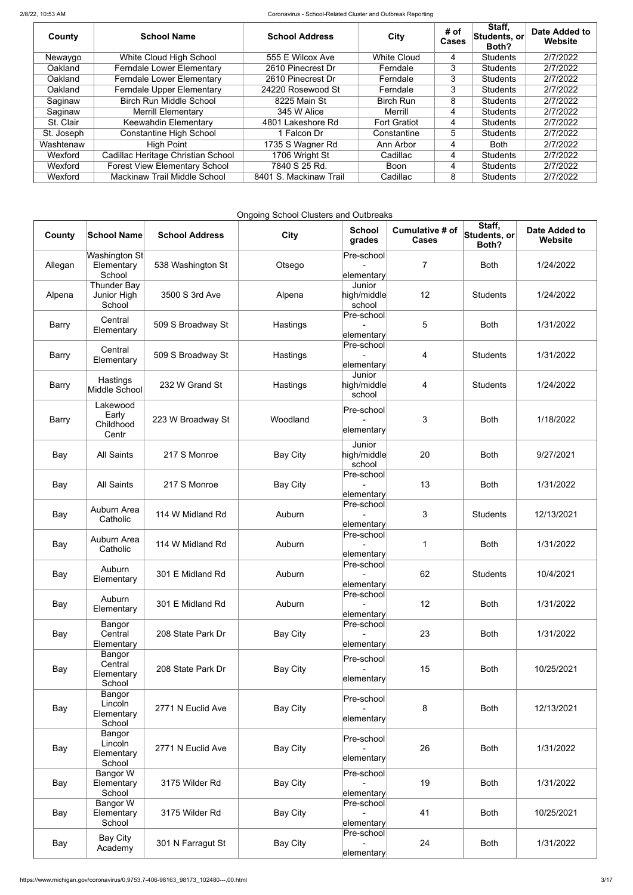| County | School Name | School Address | City | # of Cases | Staff, Students, or Both? | Date Added to Website |
| --- | --- | --- | --- | --- | --- | --- |
| Newaygo | White Cloud High School | 555 E Wilcox Ave | White Cloud | 4 | Students | 2/7/2022 |
| Oakland | Ferndale Lower Elementary | 2610 Pinecrest Dr | Ferndale | 3 | Students | 2/7/2022 |
| Oakland | Ferndale Lower Elementary | 2610 Pinecrest Dr | Ferndale | 3 | Students | 2/7/2022 |
| Oakland | Ferndale Upper Elementary | 24220 Rosewood St | Ferndale | 3 | Students | 2/7/2022 |
| Saginaw | Birch Run Middle School | 8225 Main St | Birch Run | 8 | Students | 2/7/2022 |
| Saginaw | Merrill Elementary | 345 W Alice | Merrill | 4 | Students | 2/7/2022 |
| St. Clair | Keewahdin Elementary | 4801 Lakeshore Rd | Fort Gratiot | 4 | Students | 2/7/2022 |
| St. Joseph | Constantine High School | 1 Falcon Dr | Constantine | 5 | Students | 2/7/2022 |
| Washtenaw | High Point | 1735 S Wagner Rd | Ann Arbor | 4 | Both | 2/7/2022 |
| Wexford | Cadillac Heritage Christian School | 1706 Wright St | Cadillac | 4 | Students | 2/7/2022 |
| Wexford | Forest View Elementary School | 7840 S 25 Rd. | Boon | 4 | Students | 2/7/2022 |
| Wexford | Mackinaw Trail Middle School | 8401 S. Mackinaw Trail | Cadillac | 8 | Students | 2/7/2022 |

Ongoing School Clusters and Outbreaks

| County | School Name | School Address | City | School grades | Cumulative # of Cases | Staff, Students, or Both? | Date Added to Website |
| --- | --- | --- | --- | --- | --- | --- | --- |
| Allegan | Washington St Elementary School | 538 Washington St | Otsego | Pre-school - elementary | 7 | Both | 1/24/2022 |
| Alpena | Thunder Bay Junior High School | 3500 S 3rd Ave | Alpena | Junior high/middle school | 12 | Students | 1/24/2022 |
| Barry | Central Elementary | 509 S Broadway St | Hastings | Pre-school - elementary | 5 | Both | 1/31/2022 |
| Barry | Central Elementary | 509 S Broadway St | Hastings | Pre-school - elementary | 4 | Students | 1/31/2022 |
| Barry | Hastings Middle School | 232 W Grand St | Hastings | Junior high/middle school | 4 | Students | 1/24/2022 |
| Barry | Lakewood Early Childhood Centr | 223 W Broadway St | Woodland | Pre-school - elementary | 3 | Both | 1/18/2022 |
| Bay | All Saints | 217 S Monroe | Bay City | Junior high/middle school | 20 | Both | 9/27/2021 |
| Bay | All Saints | 217 S Monroe | Bay City | Pre-school - elementary | 13 | Both | 1/31/2022 |
| Bay | Auburn Area Catholic | 114 W Midland Rd | Auburn | Pre-school - elementary | 3 | Students | 12/13/2021 |
| Bay | Auburn Area Catholic | 114 W Midland Rd | Auburn | Pre-school - elementary | 1 | Both | 1/31/2022 |
| Bay | Auburn Elementary | 301 E Midland Rd | Auburn | Pre-school - elementary | 62 | Students | 10/4/2021 |
| Bay | Auburn Elementary | 301 E Midland Rd | Auburn | Pre-school - elementary | 12 | Both | 1/31/2022 |
| Bay | Bangor Central Elementary | 208 State Park Dr | Bay City | Pre-school - elementary | 23 | Both | 1/31/2022 |
| Bay | Bangor Central Elementary School | 208 State Park Dr | Bay City | Pre-school - elementary | 15 | Both | 10/25/2021 |
| Bay | Bangor Lincoln Elementary School | 2771 N Euclid Ave | Bay City | Pre-school - elementary | 8 | Both | 12/13/2021 |
| Bay | Bangor Lincoln Elementary School | 2771 N Euclid Ave | Bay City | Pre-school - elementary | 26 | Both | 1/31/2022 |
| Bay | Bangor W Elementary School | 3175 Wilder Rd | Bay City | Pre-school - elementary | 19 | Both | 1/31/2022 |
| Bay | Bangor W Elementary School | 3175 Wilder Rd | Bay City | Pre-school - elementary | 41 | Both | 10/25/2021 |
| Bay | Bay City Academy | 301 N Farragut St | Bay City | Pre-school - elementary | 24 | Both | 1/31/2022 |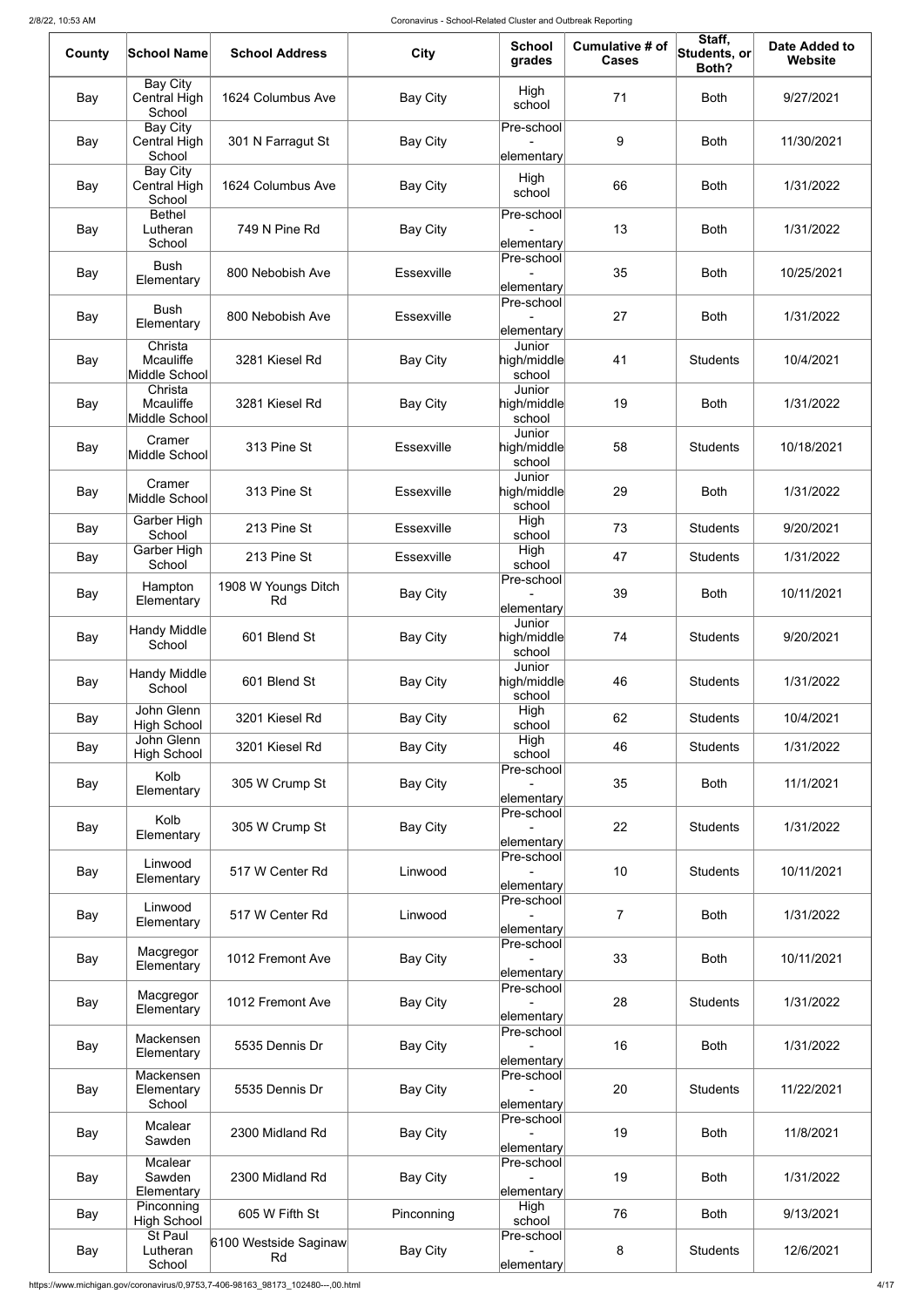| County | School Name | School Address | City | School grades | Cumulative # of Cases | Staff, Students, or Both? | Date Added to Website |
|---|---|---|---|---|---|---|---|
| Bay | Bay City Central High School | 1624 Columbus Ave | Bay City | High school | 71 | Both | 9/27/2021 |
| Bay | Bay City Central High School | 301 N Farragut St | Bay City | Pre-school - elementary | 9 | Both | 11/30/2021 |
| Bay | Bay City Central High School | 1624 Columbus Ave | Bay City | High school | 66 | Both | 1/31/2022 |
| Bay | Bethel Lutheran School | 749 N Pine Rd | Bay City | Pre-school - elementary | 13 | Both | 1/31/2022 |
| Bay | Bush Elementary | 800 Nebobish Ave | Essexville | Pre-school - elementary | 35 | Both | 10/25/2021 |
| Bay | Bush Elementary | 800 Nebobish Ave | Essexville | Pre-school - elementary | 27 | Both | 1/31/2022 |
| Bay | Christa Mcauliffe Middle School | 3281 Kiesel Rd | Bay City | Junior high/middle school | 41 | Students | 10/4/2021 |
| Bay | Christa Mcauliffe Middle School | 3281 Kiesel Rd | Bay City | Junior high/middle school | 19 | Both | 1/31/2022 |
| Bay | Cramer Middle School | 313 Pine St | Essexville | Junior high/middle school | 58 | Students | 10/18/2021 |
| Bay | Cramer Middle School | 313 Pine St | Essexville | Junior high/middle school | 29 | Both | 1/31/2022 |
| Bay | Garber High School | 213 Pine St | Essexville | High school | 73 | Students | 9/20/2021 |
| Bay | Garber High School | 213 Pine St | Essexville | High school | 47 | Students | 1/31/2022 |
| Bay | Hampton Elementary | 1908 W Youngs Ditch Rd | Bay City | Pre-school - elementary | 39 | Both | 10/11/2021 |
| Bay | Handy Middle School | 601 Blend St | Bay City | Junior high/middle school | 74 | Students | 9/20/2021 |
| Bay | Handy Middle School | 601 Blend St | Bay City | Junior high/middle school | 46 | Students | 1/31/2022 |
| Bay | John Glenn High School | 3201 Kiesel Rd | Bay City | High school | 62 | Students | 10/4/2021 |
| Bay | John Glenn High School | 3201 Kiesel Rd | Bay City | High school | 46 | Students | 1/31/2022 |
| Bay | Kolb Elementary | 305 W Crump St | Bay City | Pre-school - elementary | 35 | Both | 11/1/2021 |
| Bay | Kolb Elementary | 305 W Crump St | Bay City | Pre-school - elementary | 22 | Students | 1/31/2022 |
| Bay | Linwood Elementary | 517 W Center Rd | Linwood | Pre-school - elementary | 10 | Students | 10/11/2021 |
| Bay | Linwood Elementary | 517 W Center Rd | Linwood | Pre-school - elementary | 7 | Both | 1/31/2022 |
| Bay | Macgregor Elementary | 1012 Fremont Ave | Bay City | Pre-school - elementary | 33 | Both | 10/11/2021 |
| Bay | Macgregor Elementary | 1012 Fremont Ave | Bay City | Pre-school - elementary | 28 | Students | 1/31/2022 |
| Bay | Mackensen Elementary | 5535 Dennis Dr | Bay City | Pre-school - elementary | 16 | Both | 1/31/2022 |
| Bay | Mackensen Elementary School | 5535 Dennis Dr | Bay City | Pre-school - elementary | 20 | Students | 11/22/2021 |
| Bay | Mcalear Sawden | 2300 Midland Rd | Bay City | Pre-school - elementary | 19 | Both | 11/8/2021 |
| Bay | Mcalear Sawden Elementary | 2300 Midland Rd | Bay City | Pre-school - elementary | 19 | Both | 1/31/2022 |
| Bay | Pinconning High School | 605 W Fifth St | Pinconning | High school | 76 | Both | 9/13/2021 |
| Bay | St Paul Lutheran School | 6100 Westside Saginaw Rd | Bay City | Pre-school - elementary | 8 | Students | 12/6/2021 |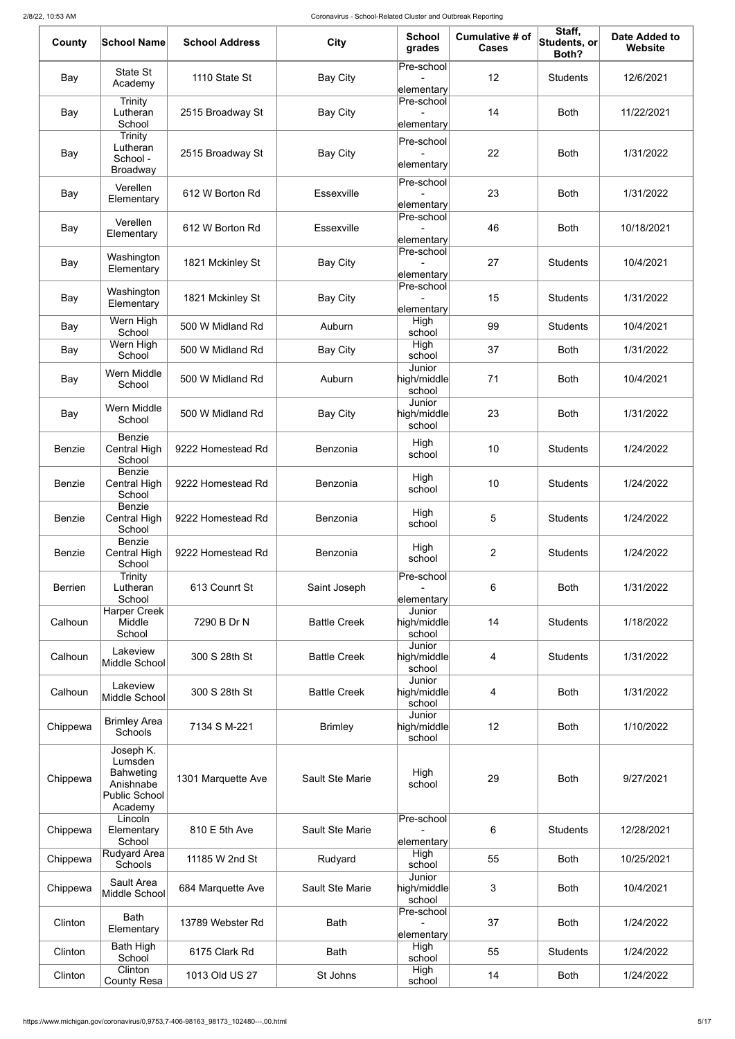| County | School Name | School Address | City | School grades | Cumulative # of Cases | Staff, Students, or Both? | Date Added to Website |
|---|---|---|---|---|---|---|---|
| Bay | State St Academy | 1110 State St | Bay City | Pre-school - elementary | 12 | Students | 12/6/2021 |
| Bay | Trinity Lutheran School | 2515 Broadway St | Bay City | Pre-school - elementary | 14 | Both | 11/22/2021 |
| Bay | Trinity Lutheran School - Broadway | 2515 Broadway St | Bay City | Pre-school - elementary | 22 | Both | 1/31/2022 |
| Bay | Verellen Elementary | 612 W Borton Rd | Essexville | Pre-school - elementary | 23 | Both | 1/31/2022 |
| Bay | Verellen Elementary | 612 W Borton Rd | Essexville | Pre-school - elementary | 46 | Both | 10/18/2021 |
| Bay | Washington Elementary | 1821 Mckinley St | Bay City | Pre-school - elementary | 27 | Students | 10/4/2021 |
| Bay | Washington Elementary | 1821 Mckinley St | Bay City | Pre-school - elementary | 15 | Students | 1/31/2022 |
| Bay | Wern High School | 500 W Midland Rd | Auburn | High school | 99 | Students | 10/4/2021 |
| Bay | Wern High School | 500 W Midland Rd | Bay City | High school | 37 | Both | 1/31/2022 |
| Bay | Wern Middle School | 500 W Midland Rd | Auburn | Junior high/middle school | 71 | Both | 10/4/2021 |
| Bay | Wern Middle School | 500 W Midland Rd | Bay City | Junior high/middle school | 23 | Both | 1/31/2022 |
| Benzie | Benzie Central High School | 9222 Homestead Rd | Benzonia | High school | 10 | Students | 1/24/2022 |
| Benzie | Benzie Central High School | 9222 Homestead Rd | Benzonia | High school | 10 | Students | 1/24/2022 |
| Benzie | Benzie Central High School | 9222 Homestead Rd | Benzonia | High school | 5 | Students | 1/24/2022 |
| Benzie | Benzie Central High School | 9222 Homestead Rd | Benzonia | High school | 2 | Students | 1/24/2022 |
| Berrien | Trinity Lutheran School | 613 Counrt St | Saint Joseph | Pre-school - elementary | 6 | Both | 1/31/2022 |
| Calhoun | Harper Creek Middle School | 7290 B Dr N | Battle Creek | Junior high/middle school | 14 | Students | 1/18/2022 |
| Calhoun | Lakeview Middle School | 300 S 28th St | Battle Creek | Junior high/middle school | 4 | Students | 1/31/2022 |
| Calhoun | Lakeview Middle School | 300 S 28th St | Battle Creek | Junior high/middle school | 4 | Both | 1/31/2022 |
| Chippewa | Brimley Area Schools | 7134 S M-221 | Brimley | Junior high/middle school | 12 | Both | 1/10/2022 |
| Chippewa | Joseph K. Lumsden Bahweting Anishnabe Public School Academy | 1301 Marquette Ave | Sault Ste Marie | High school | 29 | Both | 9/27/2021 |
| Chippewa | Lincoln Elementary School | 810 E 5th Ave | Sault Ste Marie | Pre-school - elementary | 6 | Students | 12/28/2021 |
| Chippewa | Rudyard Area Schools | 11185 W 2nd St | Rudyard | High school | 55 | Both | 10/25/2021 |
| Chippewa | Sault Area Middle School | 684 Marquette Ave | Sault Ste Marie | Junior high/middle school | 3 | Both | 10/4/2021 |
| Clinton | Bath Elementary | 13789 Webster Rd | Bath | Pre-school - elementary | 37 | Both | 1/24/2022 |
| Clinton | Bath High School | 6175 Clark Rd | Bath | High school | 55 | Students | 1/24/2022 |
| Clinton | Clinton County Resa | 1013 Old US 27 | St Johns | High school | 14 | Both | 1/24/2022 |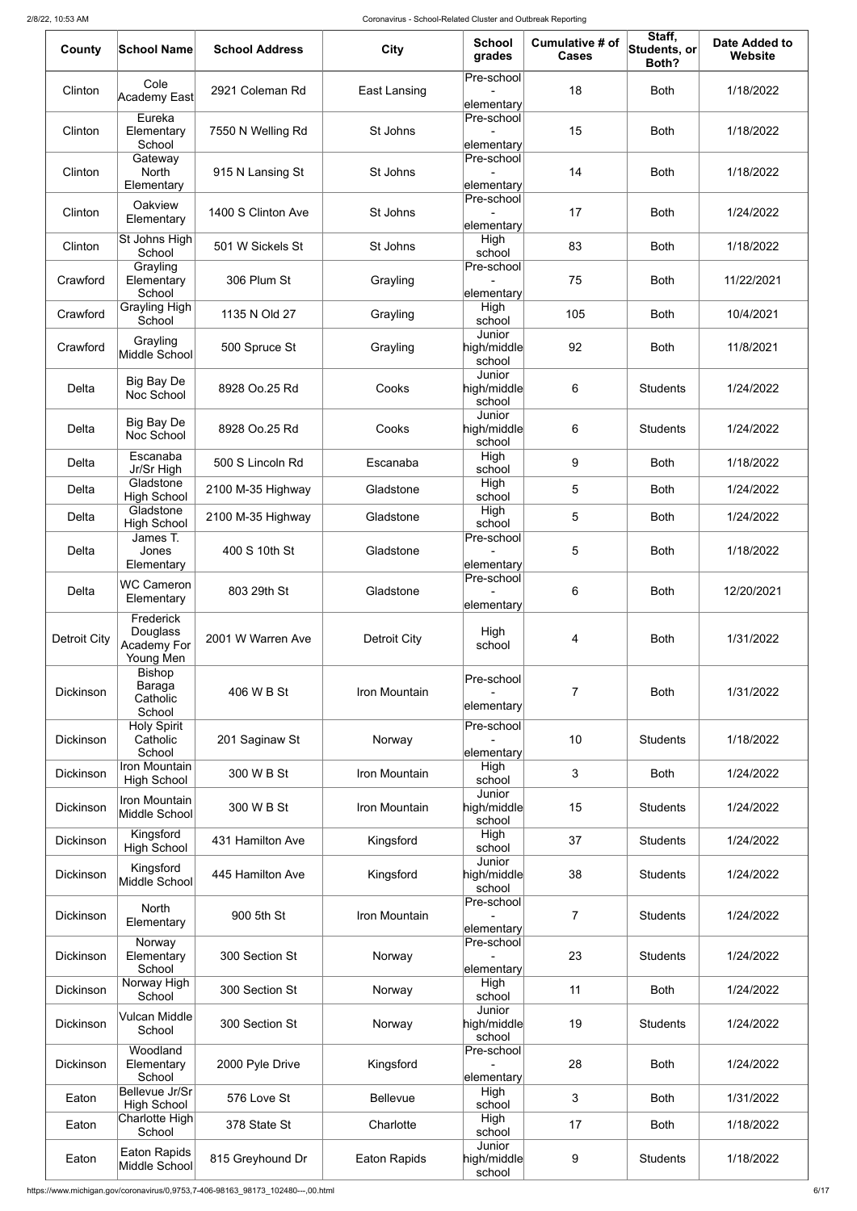| County | School Name | School Address | City | School grades | Cumulative # of Cases | Staff, Students, or Both? | Date Added to Website |
|---|---|---|---|---|---|---|---|
| Clinton | Cole Academy East | 2921 Coleman Rd | East Lansing | Pre-school - elementary | 18 | Both | 1/18/2022 |
| Clinton | Eureka Elementary School | 7550 N Welling Rd | St Johns | Pre-school - elementary | 15 | Both | 1/18/2022 |
| Clinton | Gateway North Elementary | 915 N Lansing St | St Johns | Pre-school - elementary | 14 | Both | 1/18/2022 |
| Clinton | Oakview Elementary | 1400 S Clinton Ave | St Johns | Pre-school - elementary | 17 | Both | 1/24/2022 |
| Clinton | St Johns High School | 501 W Sickels St | St Johns | High school | 83 | Both | 1/18/2022 |
| Crawford | Grayling Elementary School | 306 Plum St | Grayling | Pre-school - elementary | 75 | Both | 11/22/2021 |
| Crawford | Grayling High School | 1135 N Old 27 | Grayling | High school | 105 | Both | 10/4/2021 |
| Crawford | Grayling Middle School | 500 Spruce St | Grayling | Junior high/middle school | 92 | Both | 11/8/2021 |
| Delta | Big Bay De Noc School | 8928 Oo.25 Rd | Cooks | Junior high/middle school | 6 | Students | 1/24/2022 |
| Delta | Big Bay De Noc School | 8928 Oo.25 Rd | Cooks | Junior high/middle school | 6 | Students | 1/24/2022 |
| Delta | Escanaba Jr/Sr High | 500 S Lincoln Rd | Escanaba | High school | 9 | Both | 1/18/2022 |
| Delta | Gladstone High School | 2100 M-35 Highway | Gladstone | High school | 5 | Both | 1/24/2022 |
| Delta | Gladstone High School | 2100 M-35 Highway | Gladstone | High school | 5 | Both | 1/24/2022 |
| Delta | James T. Jones Elementary | 400 S 10th St | Gladstone | Pre-school - elementary | 5 | Both | 1/18/2022 |
| Delta | WC Cameron Elementary | 803 29th St | Gladstone | Pre-school - elementary | 6 | Both | 12/20/2021 |
| Detroit City | Frederick Douglass Academy For Young Men | 2001 W Warren Ave | Detroit City | High school | 4 | Both | 1/31/2022 |
| Dickinson | Bishop Baraga Catholic School | 406 W B St | Iron Mountain | Pre-school - elementary | 7 | Both | 1/31/2022 |
| Dickinson | Holy Spirit Catholic School | 201 Saginaw St | Norway | Pre-school - elementary | 10 | Students | 1/18/2022 |
| Dickinson | Iron Mountain High School | 300 W B St | Iron Mountain | High school | 3 | Both | 1/24/2022 |
| Dickinson | Iron Mountain Middle School | 300 W B St | Iron Mountain | Junior high/middle school | 15 | Students | 1/24/2022 |
| Dickinson | Kingsford High School | 431 Hamilton Ave | Kingsford | High school | 37 | Students | 1/24/2022 |
| Dickinson | Kingsford Middle School | 445 Hamilton Ave | Kingsford | Junior high/middle school | 38 | Students | 1/24/2022 |
| Dickinson | North Elementary | 900 5th St | Iron Mountain | Pre-school - elementary | 7 | Students | 1/24/2022 |
| Dickinson | Norway Elementary School | 300 Section St | Norway | Pre-school - elementary | 23 | Students | 1/24/2022 |
| Dickinson | Norway High School | 300 Section St | Norway | High school | 11 | Both | 1/24/2022 |
| Dickinson | Vulcan Middle School | 300 Section St | Norway | Junior high/middle school | 19 | Students | 1/24/2022 |
| Dickinson | Woodland Elementary School | 2000 Pyle Drive | Kingsford | Pre-school - elementary | 28 | Both | 1/24/2022 |
| Eaton | Bellevue Jr/Sr High School | 576 Love St | Bellevue | High school | 3 | Both | 1/31/2022 |
| Eaton | Charlotte High School | 378 State St | Charlotte | High school | 17 | Both | 1/18/2022 |
| Eaton | Eaton Rapids Middle School | 815 Greyhound Dr | Eaton Rapids | Junior high/middle school | 9 | Students | 1/18/2022 |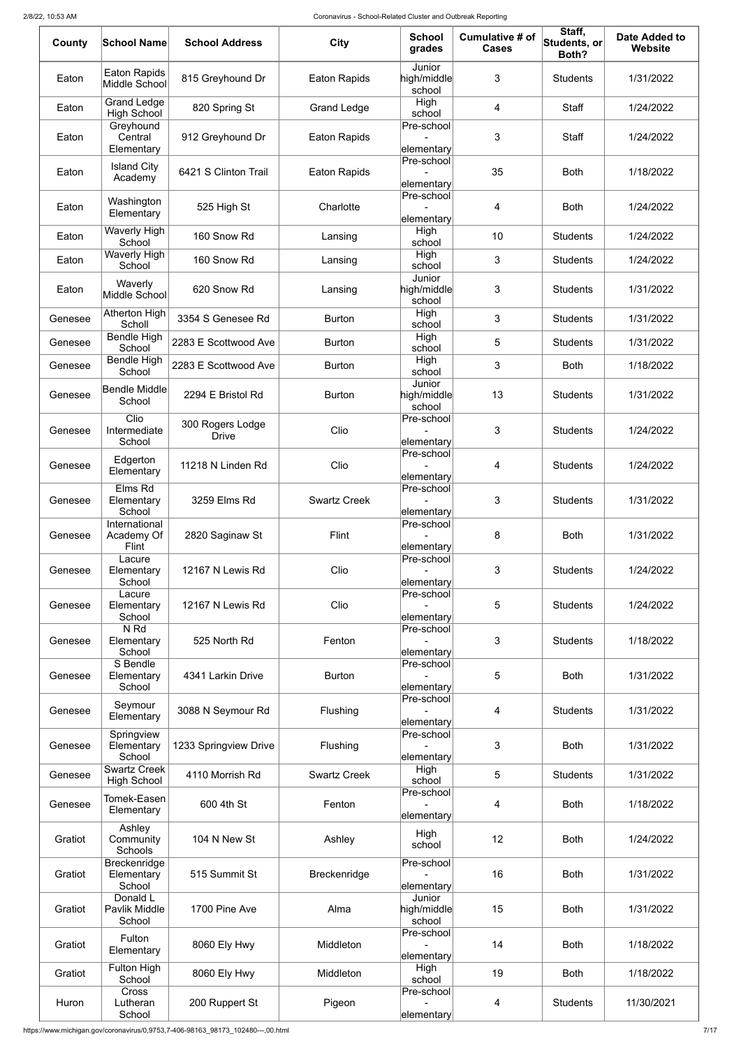| County | School Name | School Address | City | School grades | Cumulative # of Cases | Staff, Students, or Both? | Date Added to Website |
| --- | --- | --- | --- | --- | --- | --- | --- |
| Eaton | Eaton Rapids Middle School | 815 Greyhound Dr | Eaton Rapids | Junior high/middle school | 3 | Students | 1/31/2022 |
| Eaton | Grand Ledge High School | 820 Spring St | Grand Ledge | High school | 4 | Staff | 1/24/2022 |
| Eaton | Greyhound Central Elementary | 912 Greyhound Dr | Eaton Rapids | Pre-school - elementary | 3 | Staff | 1/24/2022 |
| Eaton | Island City Academy | 6421 S Clinton Trail | Eaton Rapids | Pre-school - elementary | 35 | Both | 1/18/2022 |
| Eaton | Washington Elementary | 525 High St | Charlotte | Pre-school - elementary | 4 | Both | 1/24/2022 |
| Eaton | Waverly High School | 160 Snow Rd | Lansing | High school | 10 | Students | 1/24/2022 |
| Eaton | Waverly High School | 160 Snow Rd | Lansing | High school | 3 | Students | 1/24/2022 |
| Eaton | Waverly Middle School | 620 Snow Rd | Lansing | Junior high/middle school | 3 | Students | 1/31/2022 |
| Genesee | Atherton High Scholl | 3354 S Genesee Rd | Burton | High school | 3 | Students | 1/31/2022 |
| Genesee | Bendle High School | 2283 E Scottwood Ave | Burton | High school | 5 | Students | 1/31/2022 |
| Genesee | Bendle High School | 2283 E Scottwood Ave | Burton | High school | 3 | Both | 1/18/2022 |
| Genesee | Bendle Middle School | 2294 E Bristol Rd | Burton | Junior high/middle school | 13 | Students | 1/31/2022 |
| Genesee | Clio Intermediate School | 300 Rogers Lodge Drive | Clio | Pre-school - elementary | 3 | Students | 1/24/2022 |
| Genesee | Edgerton Elementary | 11218 N Linden Rd | Clio | Pre-school - elementary | 4 | Students | 1/24/2022 |
| Genesee | Elms Rd Elementary School | 3259 Elms Rd | Swartz Creek | Pre-school - elementary | 3 | Students | 1/31/2022 |
| Genesee | International Academy Of Flint | 2820 Saginaw St | Flint | Pre-school - elementary | 8 | Both | 1/31/2022 |
| Genesee | Lacure Elementary School | 12167 N Lewis Rd | Clio | Pre-school - elementary | 3 | Students | 1/24/2022 |
| Genesee | Lacure Elementary School | 12167 N Lewis Rd | Clio | Pre-school - elementary | 5 | Students | 1/24/2022 |
| Genesee | N Rd Elementary School | 525 North Rd | Fenton | Pre-school - elementary | 3 | Students | 1/18/2022 |
| Genesee | S Bendle Elementary School | 4341 Larkin Drive | Burton | Pre-school - elementary | 5 | Both | 1/31/2022 |
| Genesee | Seymour Elementary | 3088 N Seymour Rd | Flushing | Pre-school - elementary | 4 | Students | 1/31/2022 |
| Genesee | Springview Elementary School | 1233 Springview Drive | Flushing | Pre-school - elementary | 3 | Both | 1/31/2022 |
| Genesee | Swartz Creek High School | 4110 Morrish Rd | Swartz Creek | High school | 5 | Students | 1/31/2022 |
| Genesee | Tomek-Easen Elementary | 600 4th St | Fenton | Pre-school - elementary | 4 | Both | 1/18/2022 |
| Gratiot | Ashley Community Schools | 104 N New St | Ashley | High school | 12 | Both | 1/24/2022 |
| Gratiot | Breckenridge Elementary School | 515 Summit St | Breckenridge | Pre-school - elementary | 16 | Both | 1/31/2022 |
| Gratiot | Donald L Pavlik Middle School | 1700 Pine Ave | Alma | Junior high/middle school | 15 | Both | 1/31/2022 |
| Gratiot | Fulton Elementary | 8060 Ely Hwy | Middleton | Pre-school - elementary | 14 | Both | 1/18/2022 |
| Gratiot | Fulton High School | 8060 Ely Hwy | Middleton | High school | 19 | Both | 1/18/2022 |
| Huron | Cross Lutheran School | 200 Ruppert St | Pigeon | Pre-school - elementary | 4 | Students | 11/30/2021 |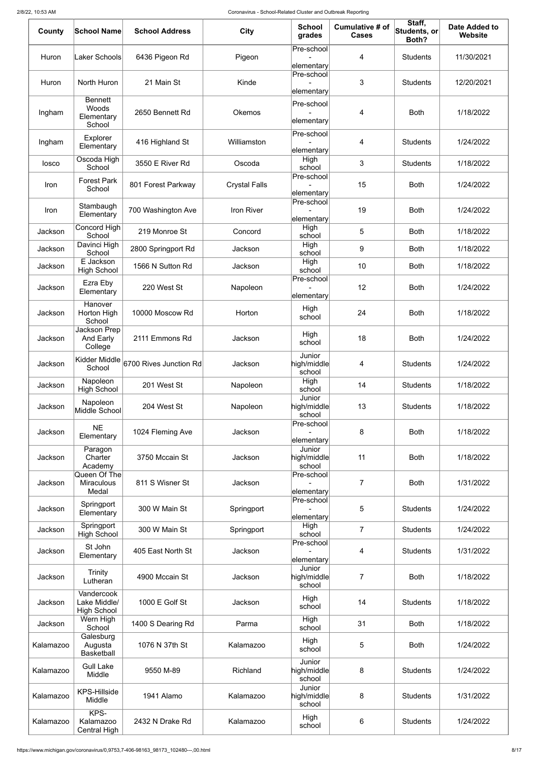| County | School Name | School Address | City | School grades | Cumulative # of Cases | Staff, Students, or Both? | Date Added to Website |
| --- | --- | --- | --- | --- | --- | --- | --- |
| Huron | Laker Schools | 6436 Pigeon Rd | Pigeon | Pre-school - elementary | 4 | Students | 11/30/2021 |
| Huron | North Huron | 21 Main St | Kinde | Pre-school - elementary | 3 | Students | 12/20/2021 |
| Ingham | Bennett Woods Elementary School | 2650 Bennett Rd | Okemos | Pre-school - elementary | 4 | Both | 1/18/2022 |
| Ingham | Explorer Elementary | 416 Highland St | Williamston | Pre-school - elementary | 4 | Students | 1/24/2022 |
| Iosco | Oscoda High School | 3550 E River Rd | Oscoda | High school | 3 | Students | 1/18/2022 |
| Iron | Forest Park School | 801 Forest Parkway | Crystal Falls | Pre-school - elementary | 15 | Both | 1/24/2022 |
| Iron | Stambaugh Elementary | 700 Washington Ave | Iron River | Pre-school - elementary | 19 | Both | 1/24/2022 |
| Jackson | Concord High School | 219 Monroe St | Concord | High school | 5 | Both | 1/18/2022 |
| Jackson | Davinci High School | 2800 Springport Rd | Jackson | High school | 9 | Both | 1/18/2022 |
| Jackson | E Jackson High School | 1566 N Sutton Rd | Jackson | High school | 10 | Both | 1/18/2022 |
| Jackson | Ezra Eby Elementary | 220 West St | Napoleon | Pre-school - elementary | 12 | Both | 1/24/2022 |
| Jackson | Hanover Horton High School | 10000 Moscow Rd | Horton | High school | 24 | Both | 1/18/2022 |
| Jackson | Jackson Prep And Early College | 2111 Emmons Rd | Jackson | High school | 18 | Both | 1/24/2022 |
| Jackson | Kidder Middle School | 6700 Rives Junction Rd | Jackson | Junior high/middle school | 4 | Students | 1/24/2022 |
| Jackson | Napoleon High School | 201 West St | Napoleon | High school | 14 | Students | 1/18/2022 |
| Jackson | Napoleon Middle School | 204 West St | Napoleon | Junior high/middle school | 13 | Students | 1/18/2022 |
| Jackson | NE Elementary | 1024 Fleming Ave | Jackson | Pre-school - elementary | 8 | Both | 1/18/2022 |
| Jackson | Paragon Charter Academy | 3750 Mccain St | Jackson | Junior high/middle school | 11 | Both | 1/18/2022 |
| Jackson | Queen Of The Miraculous Medal | 811 S Wisner St | Jackson | Pre-school - elementary | 7 | Both | 1/31/2022 |
| Jackson | Springport Elementary | 300 W Main St | Springport | Pre-school - elementary | 5 | Students | 1/24/2022 |
| Jackson | Springport High School | 300 W Main St | Springport | High school | 7 | Students | 1/24/2022 |
| Jackson | St John Elementary | 405 East North St | Jackson | Pre-school - elementary | 4 | Students | 1/31/2022 |
| Jackson | Trinity Lutheran | 4900 Mccain St | Jackson | Junior high/middle school | 7 | Both | 1/18/2022 |
| Jackson | Vandercook Lake Middle/ High School | 1000 E Golf St | Jackson | High school | 14 | Students | 1/18/2022 |
| Jackson | Wern High School | 1400 S Dearing Rd | Parma | High school | 31 | Both | 1/18/2022 |
| Kalamazoo | Galesburg Augusta Basketball | 1076 N 37th St | Kalamazoo | High school | 5 | Both | 1/24/2022 |
| Kalamazoo | Gull Lake Middle | 9550 M-89 | Richland | Junior high/middle school | 8 | Students | 1/24/2022 |
| Kalamazoo | KPS-Hillside Middle | 1941 Alamo | Kalamazoo | Junior high/middle school | 8 | Students | 1/31/2022 |
| Kalamazoo | KPS-Kalamazoo Central High | 2432 N Drake Rd | Kalamazoo | High school | 6 | Students | 1/24/2022 |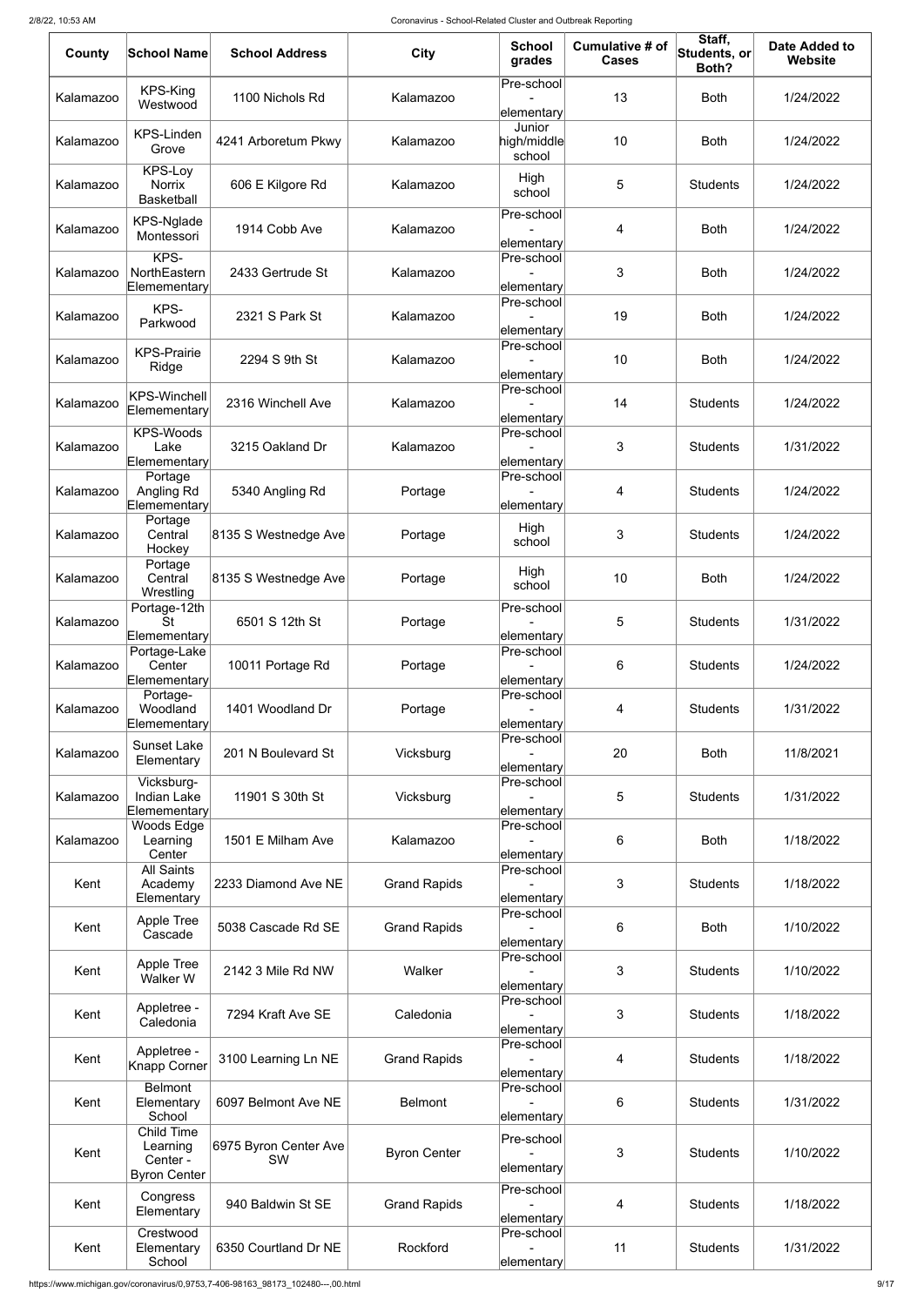| County | School Name | School Address | City | School grades | Cumulative # of Cases | Staff, Students, or Both? | Date Added to Website |
|---|---|---|---|---|---|---|---|
| Kalamazoo | KPS-King Westwood | 1100 Nichols Rd | Kalamazoo | Pre-school - elementary | 13 | Both | 1/24/2022 |
| Kalamazoo | KPS-Linden Grove | 4241 Arboretum Pkwy | Kalamazoo | Junior high/middle school | 10 | Both | 1/24/2022 |
| Kalamazoo | KPS-Loy Norrix Basketball | 606 E Kilgore Rd | Kalamazoo | High school | 5 | Students | 1/24/2022 |
| Kalamazoo | KPS-Nglade Montessori | 1914 Cobb Ave | Kalamazoo | Pre-school - elementary | 4 | Both | 1/24/2022 |
| Kalamazoo | KPS-NorthEastern Elemementary | 2433 Gertrude St | Kalamazoo | Pre-school - elementary | 3 | Both | 1/24/2022 |
| Kalamazoo | KPS-Parkwood | 2321 S Park St | Kalamazoo | Pre-school - elementary | 19 | Both | 1/24/2022 |
| Kalamazoo | KPS-Prairie Ridge | 2294 S 9th St | Kalamazoo | Pre-school - elementary | 10 | Both | 1/24/2022 |
| Kalamazoo | KPS-Winchell Elemementary | 2316 Winchell Ave | Kalamazoo | Pre-school - elementary | 14 | Students | 1/24/2022 |
| Kalamazoo | KPS-Woods Lake Elemementary | 3215 Oakland Dr | Kalamazoo | Pre-school - elementary | 3 | Students | 1/31/2022 |
| Kalamazoo | Portage Angling Rd Elemementary | 5340 Angling Rd | Portage | Pre-school - elementary | 4 | Students | 1/24/2022 |
| Kalamazoo | Portage Central Hockey | 8135 S Westnedge Ave | Portage | High school | 3 | Students | 1/24/2022 |
| Kalamazoo | Portage Central Wrestling | 8135 S Westnedge Ave | Portage | High school | 10 | Both | 1/24/2022 |
| Kalamazoo | Portage-12th St Elemementary | 6501 S 12th St | Portage | Pre-school - elementary | 5 | Students | 1/31/2022 |
| Kalamazoo | Portage-Lake Center Elemementary | 10011 Portage Rd | Portage | Pre-school - elementary | 6 | Students | 1/24/2022 |
| Kalamazoo | Portage-Woodland Elemementary | 1401 Woodland Dr | Portage | Pre-school - elementary | 4 | Students | 1/31/2022 |
| Kalamazoo | Sunset Lake Elementary | 201 N Boulevard St | Vicksburg | Pre-school - elementary | 20 | Both | 11/8/2021 |
| Kalamazoo | Vicksburg-Indian Lake Elemementary | 11901 S 30th St | Vicksburg | Pre-school - elementary | 5 | Students | 1/31/2022 |
| Kalamazoo | Woods Edge Learning Center | 1501 E Milham Ave | Kalamazoo | Pre-school - elementary | 6 | Both | 1/18/2022 |
| Kent | All Saints Academy Elementary | 2233 Diamond Ave NE | Grand Rapids | Pre-school - elementary | 3 | Students | 1/18/2022 |
| Kent | Apple Tree Cascade | 5038 Cascade Rd SE | Grand Rapids | Pre-school - elementary | 6 | Both | 1/10/2022 |
| Kent | Apple Tree Walker W | 2142 3 Mile Rd NW | Walker | Pre-school - elementary | 3 | Students | 1/10/2022 |
| Kent | Appletree - Caledonia | 7294 Kraft Ave SE | Caledonia | Pre-school - elementary | 3 | Students | 1/18/2022 |
| Kent | Appletree - Knapp Corner | 3100 Learning Ln NE | Grand Rapids | Pre-school - elementary | 4 | Students | 1/18/2022 |
| Kent | Belmont Elementary School | 6097 Belmont Ave NE | Belmont | Pre-school - elementary | 6 | Students | 1/31/2022 |
| Kent | Child Time Learning Center - Byron Center | 6975 Byron Center Ave SW | Byron Center | Pre-school - elementary | 3 | Students | 1/10/2022 |
| Kent | Congress Elementary | 940 Baldwin St SE | Grand Rapids | Pre-school - elementary | 4 | Students | 1/18/2022 |
| Kent | Crestwood Elementary School | 6350 Courtland Dr NE | Rockford | Pre-school - elementary | 11 | Students | 1/31/2022 |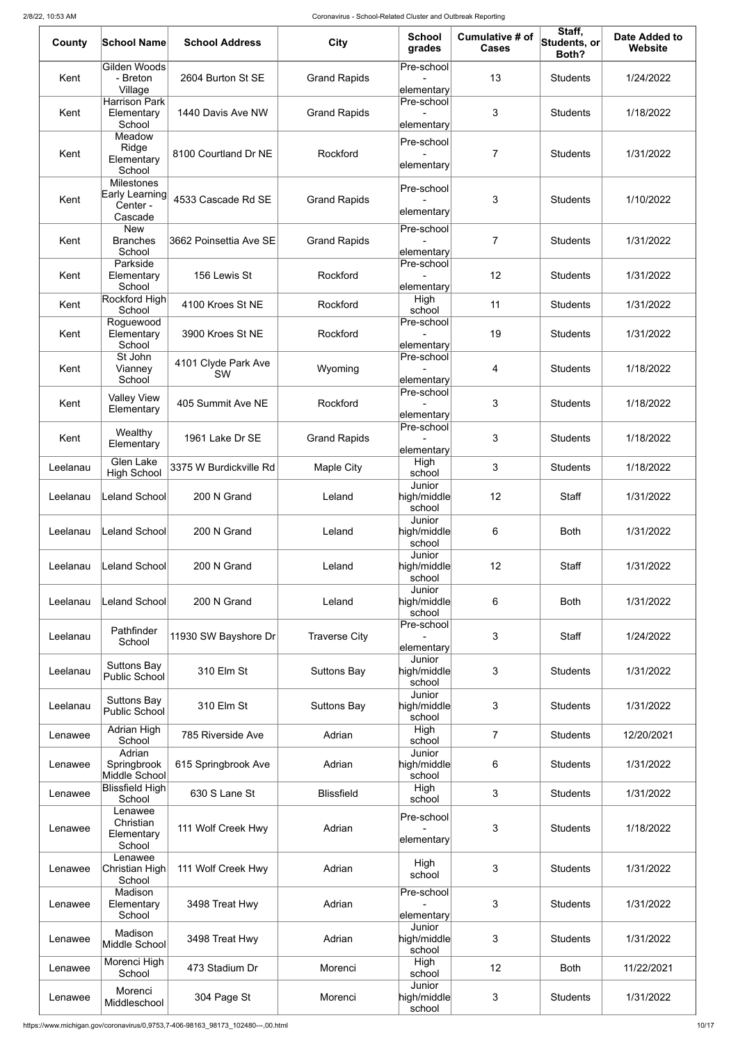| County | School Name | School Address | City | School grades | Cumulative # of Cases | Staff, Students, or Both? | Date Added to Website |
|---|---|---|---|---|---|---|---|
| Kent | Gilden Woods - Breton Village | 2604 Burton St SE | Grand Rapids | Pre-school - elementary | 13 | Students | 1/24/2022 |
| Kent | Harrison Park Elementary School | 1440 Davis Ave NW | Grand Rapids | Pre-school - elementary | 3 | Students | 1/18/2022 |
| Kent | Meadow Ridge Elementary School | 8100 Courtland Dr NE | Rockford | Pre-school - elementary | 7 | Students | 1/31/2022 |
| Kent | Milestones Early Learning Center - Cascade | 4533 Cascade Rd SE | Grand Rapids | Pre-school - elementary | 3 | Students | 1/10/2022 |
| Kent | New Branches School | 3662 Poinsettia Ave SE | Grand Rapids | Pre-school - elementary | 7 | Students | 1/31/2022 |
| Kent | Parkside Elementary School | 156 Lewis St | Rockford | Pre-school - elementary | 12 | Students | 1/31/2022 |
| Kent | Rockford High School | 4100 Kroes St NE | Rockford | High school | 11 | Students | 1/31/2022 |
| Kent | Roguewood Elementary School | 3900 Kroes St NE | Rockford | Pre-school - elementary | 19 | Students | 1/31/2022 |
| Kent | St John Vianney School | 4101 Clyde Park Ave SW | Wyoming | Pre-school - elementary | 4 | Students | 1/18/2022 |
| Kent | Valley View Elementary | 405 Summit Ave NE | Rockford | Pre-school - elementary | 3 | Students | 1/18/2022 |
| Kent | Wealthy Elementary | 1961 Lake Dr SE | Grand Rapids | Pre-school - elementary | 3 | Students | 1/18/2022 |
| Leelanau | Glen Lake High School | 3375 W Burdickville Rd | Maple City | High school | 3 | Students | 1/18/2022 |
| Leelanau | Leland School | 200 N Grand | Leland | Junior high/middle school | 12 | Staff | 1/31/2022 |
| Leelanau | Leland School | 200 N Grand | Leland | Junior high/middle school | 6 | Both | 1/31/2022 |
| Leelanau | Leland School | 200 N Grand | Leland | Junior high/middle school | 12 | Staff | 1/31/2022 |
| Leelanau | Leland School | 200 N Grand | Leland | Junior high/middle school | 6 | Both | 1/31/2022 |
| Leelanau | Pathfinder School | 11930 SW Bayshore Dr | Traverse City | Pre-school - elementary | 3 | Staff | 1/24/2022 |
| Leelanau | Suttons Bay Public School | 310 Elm St | Suttons Bay | Junior high/middle school | 3 | Students | 1/31/2022 |
| Leelanau | Suttons Bay Public School | 310 Elm St | Suttons Bay | Junior high/middle school | 3 | Students | 1/31/2022 |
| Lenawee | Adrian High School | 785 Riverside Ave | Adrian | High school | 7 | Students | 12/20/2021 |
| Lenawee | Adrian Springbrook Middle School | 615 Springbrook Ave | Adrian | Junior high/middle school | 6 | Students | 1/31/2022 |
| Lenawee | Blissfield High School | 630 S Lane St | Blissfield | High school | 3 | Students | 1/31/2022 |
| Lenawee | Lenawee Christian Elementary School | 111 Wolf Creek Hwy | Adrian | Pre-school - elementary | 3 | Students | 1/18/2022 |
| Lenawee | Lenawee Christian High School | 111 Wolf Creek Hwy | Adrian | High school | 3 | Students | 1/31/2022 |
| Lenawee | Madison Elementary School | 3498 Treat Hwy | Adrian | Pre-school - elementary | 3 | Students | 1/31/2022 |
| Lenawee | Madison Middle School | 3498 Treat Hwy | Adrian | Junior high/middle school | 3 | Students | 1/31/2022 |
| Lenawee | Morenci High School | 473 Stadium Dr | Morenci | High school | 12 | Both | 11/22/2021 |
| Lenawee | Morenci Middleschool | 304 Page St | Morenci | Junior high/middle school | 3 | Students | 1/31/2022 |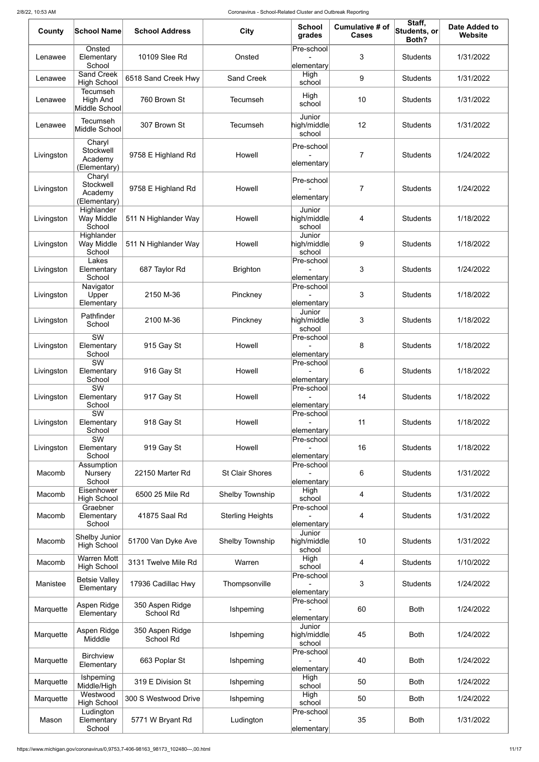| County | School Name | School Address | City | School grades | Cumulative # of Cases | Staff, Students, or Both? | Date Added to Website |
|---|---|---|---|---|---|---|---|
| Lenawee | Onsted Elementary School | 10109 Slee Rd | Onsted | Pre-school - elementary | 3 | Students | 1/31/2022 |
| Lenawee | Sand Creek High School | 6518 Sand Creek Hwy | Sand Creek | High school | 9 | Students | 1/31/2022 |
| Lenawee | Tecumseh High And Middle School | 760 Brown St | Tecumseh | High school | 10 | Students | 1/31/2022 |
| Lenawee | Tecumseh Middle School | 307 Brown St | Tecumseh | Junior high/middle school | 12 | Students | 1/31/2022 |
| Livingston | Charyl Stockwell Academy (Elementary) | 9758 E Highland Rd | Howell | Pre-school - elementary | 7 | Students | 1/24/2022 |
| Livingston | Charyl Stockwell Academy (Elementary) | 9758 E Highland Rd | Howell | Pre-school - elementary | 7 | Students | 1/24/2022 |
| Livingston | Highlander Way Middle School | 511 N Highlander Way | Howell | Junior high/middle school | 4 | Students | 1/18/2022 |
| Livingston | Highlander Way Middle School | 511 N Highlander Way | Howell | Junior high/middle school | 9 | Students | 1/18/2022 |
| Livingston | Lakes Elementary School | 687 Taylor Rd | Brighton | Pre-school - elementary | 3 | Students | 1/24/2022 |
| Livingston | Navigator Upper Elementary | 2150 M-36 | Pinckney | Pre-school - elementary | 3 | Students | 1/18/2022 |
| Livingston | Pathfinder School | 2100 M-36 | Pinckney | Junior high/middle school | 3 | Students | 1/18/2022 |
| Livingston | SW Elementary School | 915 Gay St | Howell | Pre-school - elementary | 8 | Students | 1/18/2022 |
| Livingston | SW Elementary School | 916 Gay St | Howell | Pre-school - elementary | 6 | Students | 1/18/2022 |
| Livingston | SW Elementary School | 917 Gay St | Howell | Pre-school - elementary | 14 | Students | 1/18/2022 |
| Livingston | SW Elementary School | 918 Gay St | Howell | Pre-school - elementary | 11 | Students | 1/18/2022 |
| Livingston | SW Elementary School | 919 Gay St | Howell | Pre-school - elementary | 16 | Students | 1/18/2022 |
| Macomb | Assumption Nursery School | 22150 Marter Rd | St Clair Shores | Pre-school - elementary | 6 | Students | 1/31/2022 |
| Macomb | Eisenhower High School | 6500 25 Mile Rd | Shelby Township | High school | 4 | Students | 1/31/2022 |
| Macomb | Graebner Elementary School | 41875 Saal Rd | Sterling Heights | Pre-school - elementary | 4 | Students | 1/31/2022 |
| Macomb | Shelby Junior High School | 51700 Van Dyke Ave | Shelby Township | Junior high/middle school | 10 | Students | 1/31/2022 |
| Macomb | Warren Mott High School | 3131 Twelve Mile Rd | Warren | High school | 4 | Students | 1/10/2022 |
| Manistee | Betsie Valley Elementary | 17936 Cadillac Hwy | Thompsonville | Pre-school - elementary | 3 | Students | 1/24/2022 |
| Marquette | Aspen Ridge Elementary | 350 Aspen Ridge School Rd | Ishpeming | Pre-school - elementary | 60 | Both | 1/24/2022 |
| Marquette | Aspen Ridge Midddle | 350 Aspen Ridge School Rd | Ishpeming | Junior high/middle school | 45 | Both | 1/24/2022 |
| Marquette | Birchview Elementary | 663 Poplar St | Ishpeming | Pre-school - elementary | 40 | Both | 1/24/2022 |
| Marquette | Ishpeming Middle/High | 319 E Division St | Ishpeming | High school | 50 | Both | 1/24/2022 |
| Marquette | Westwood High School | 300 S Westwood Drive | Ishpeming | High school | 50 | Both | 1/24/2022 |
| Mason | Ludington Elementary School | 5771 W Bryant Rd | Ludington | Pre-school - elementary | 35 | Both | 1/31/2022 |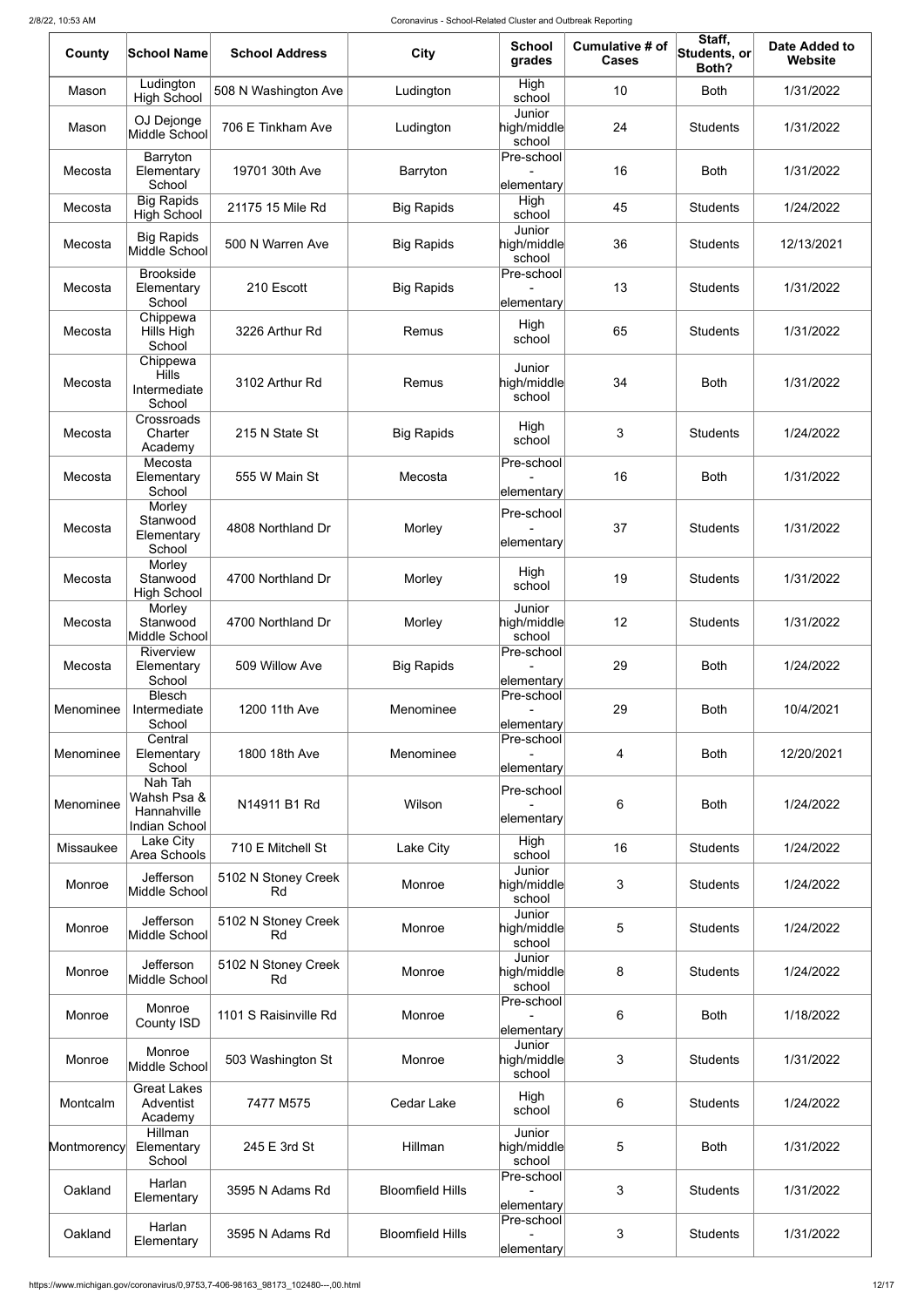| County | School Name | School Address | City | School grades | Cumulative # of Cases | Staff, Students, or Both? | Date Added to Website |
| --- | --- | --- | --- | --- | --- | --- | --- |
| Mason | Ludington High School | 508 N Washington Ave | Ludington | High school | 10 | Both | 1/31/2022 |
| Mason | OJ Dejonge Middle School | 706 E Tinkham Ave | Ludington | Junior high/middle school | 24 | Students | 1/31/2022 |
| Mecosta | Barryton Elementary School | 19701 30th Ave | Barryton | Pre-school - elementary | 16 | Both | 1/31/2022 |
| Mecosta | Big Rapids High School | 21175 15 Mile Rd | Big Rapids | High school | 45 | Students | 1/24/2022 |
| Mecosta | Big Rapids Middle School | 500 N Warren Ave | Big Rapids | Junior high/middle school | 36 | Students | 12/13/2021 |
| Mecosta | Brookside Elementary School | 210 Escott | Big Rapids | Pre-school - elementary | 13 | Students | 1/31/2022 |
| Mecosta | Chippewa Hills High School | 3226 Arthur Rd | Remus | High school | 65 | Students | 1/31/2022 |
| Mecosta | Chippewa Hills Intermediate School | 3102 Arthur Rd | Remus | Junior high/middle school | 34 | Both | 1/31/2022 |
| Mecosta | Crossroads Charter Academy | 215 N State St | Big Rapids | High school | 3 | Students | 1/24/2022 |
| Mecosta | Mecosta Elementary School | 555 W Main St | Mecosta | Pre-school - elementary | 16 | Both | 1/31/2022 |
| Mecosta | Morley Stanwood Elementary School | 4808 Northland Dr | Morley | Pre-school - elementary | 37 | Students | 1/31/2022 |
| Mecosta | Morley Stanwood High School | 4700 Northland Dr | Morley | High school | 19 | Students | 1/31/2022 |
| Mecosta | Morley Stanwood Middle School | 4700 Northland Dr | Morley | Junior high/middle school | 12 | Students | 1/31/2022 |
| Mecosta | Riverview Elementary School | 509 Willow Ave | Big Rapids | Pre-school - elementary | 29 | Both | 1/24/2022 |
| Menominee | Blesch Intermediate School | 1200 11th Ave | Menominee | Pre-school - elementary | 29 | Both | 10/4/2021 |
| Menominee | Central Elementary School | 1800 18th Ave | Menominee | Pre-school - elementary | 4 | Both | 12/20/2021 |
| Menominee | Nah Tah Wahsh Psa & Hannahville Indian School | N14911 B1 Rd | Wilson | Pre-school - elementary | 6 | Both | 1/24/2022 |
| Missaukee | Lake City Area Schools | 710 E Mitchell St | Lake City | High school | 16 | Students | 1/24/2022 |
| Monroe | Jefferson Middle School | 5102 N Stoney Creek Rd | Monroe | Junior high/middle school | 3 | Students | 1/24/2022 |
| Monroe | Jefferson Middle School | 5102 N Stoney Creek Rd | Monroe | Junior high/middle school | 5 | Students | 1/24/2022 |
| Monroe | Jefferson Middle School | 5102 N Stoney Creek Rd | Monroe | Junior high/middle school | 8 | Students | 1/24/2022 |
| Monroe | Monroe County ISD | 1101 S Raisinville Rd | Monroe | Pre-school - elementary | 6 | Both | 1/18/2022 |
| Monroe | Monroe Middle School | 503 Washington St | Monroe | Junior high/middle school | 3 | Students | 1/31/2022 |
| Montcalm | Great Lakes Adventist Academy | 7477 M575 | Cedar Lake | High school | 6 | Students | 1/24/2022 |
| Montmorency | Hillman Elementary School | 245 E 3rd St | Hillman | Junior high/middle school | 5 | Both | 1/31/2022 |
| Oakland | Harlan Elementary | 3595 N Adams Rd | Bloomfield Hills | Pre-school - elementary | 3 | Students | 1/31/2022 |
| Oakland | Harlan Elementary | 3595 N Adams Rd | Bloomfield Hills | Pre-school - elementary | 3 | Students | 1/31/2022 |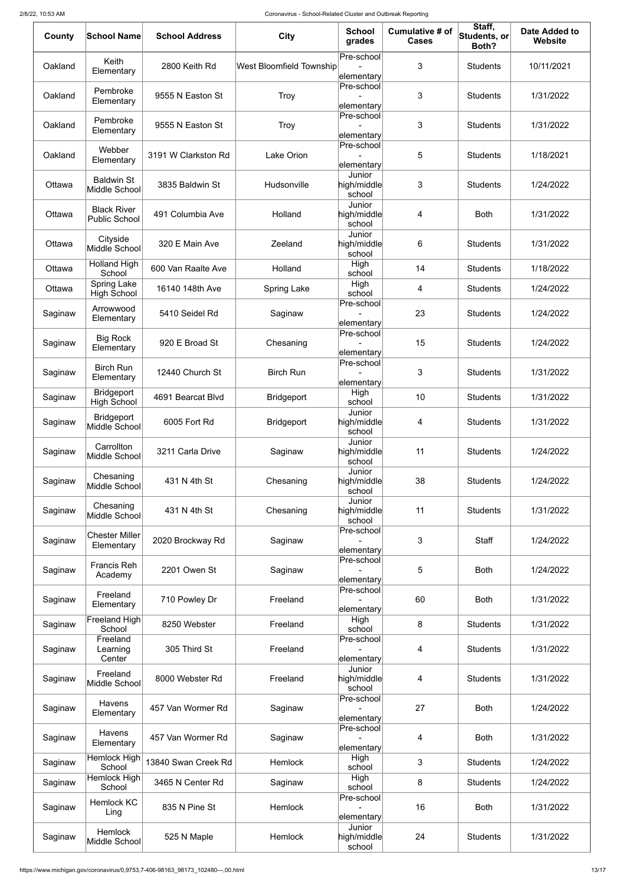| County | School Name | School Address | City | School grades | Cumulative # of Cases | Staff, Students, or Both? | Date Added to Website |
|---|---|---|---|---|---|---|---|
| Oakland | Keith Elementary | 2800 Keith Rd | West Bloomfield Township | Pre-school - elementary | 3 | Students | 10/11/2021 |
| Oakland | Pembroke Elementary | 9555 N Easton St | Troy | Pre-school - elementary | 3 | Students | 1/31/2022 |
| Oakland | Pembroke Elementary | 9555 N Easton St | Troy | Pre-school - elementary | 3 | Students | 1/31/2022 |
| Oakland | Webber Elementary | 3191 W Clarkston Rd | Lake Orion | Pre-school - elementary | 5 | Students | 1/18/2021 |
| Ottawa | Baldwin St Middle School | 3835 Baldwin St | Hudsonville | Junior high/middle school | 3 | Students | 1/24/2022 |
| Ottawa | Black River Public School | 491 Columbia Ave | Holland | Junior high/middle school | 4 | Both | 1/31/2022 |
| Ottawa | Cityside Middle School | 320 E Main Ave | Zeeland | Junior high/middle school | 6 | Students | 1/31/2022 |
| Ottawa | Holland High School | 600 Van Raalte Ave | Holland | High school | 14 | Students | 1/18/2022 |
| Ottawa | Spring Lake High School | 16140 148th Ave | Spring Lake | High school | 4 | Students | 1/24/2022 |
| Saginaw | Arrowwood Elementary | 5410 Seidel Rd | Saginaw | Pre-school - elementary | 23 | Students | 1/24/2022 |
| Saginaw | Big Rock Elementary | 920 E Broad St | Chesaning | Pre-school - elementary | 15 | Students | 1/24/2022 |
| Saginaw | Birch Run Elementary | 12440 Church St | Birch Run | Pre-school - elementary | 3 | Students | 1/31/2022 |
| Saginaw | Bridgeport High School | 4691 Bearcat Blvd | Bridgeport | High school | 10 | Students | 1/31/2022 |
| Saginaw | Bridgeport Middle School | 6005 Fort Rd | Bridgeport | Junior high/middle school | 4 | Students | 1/31/2022 |
| Saginaw | Carrollton Middle School | 3211 Carla Drive | Saginaw | Junior high/middle school | 11 | Students | 1/24/2022 |
| Saginaw | Chesaning Middle School | 431 N 4th St | Chesaning | Junior high/middle school | 38 | Students | 1/24/2022 |
| Saginaw | Chesaning Middle School | 431 N 4th St | Chesaning | Junior high/middle school | 11 | Students | 1/31/2022 |
| Saginaw | Chester Miller Elementary | 2020 Brockway Rd | Saginaw | Pre-school - elementary | 3 | Staff | 1/24/2022 |
| Saginaw | Francis Reh Academy | 2201 Owen St | Saginaw | Pre-school - elementary | 5 | Both | 1/24/2022 |
| Saginaw | Freeland Elementary | 710 Powley Dr | Freeland | Pre-school - elementary | 60 | Both | 1/31/2022 |
| Saginaw | Freeland High School | 8250 Webster | Freeland | High school | 8 | Students | 1/31/2022 |
| Saginaw | Freeland Learning Center | 305 Third St | Freeland | Pre-school - elementary | 4 | Students | 1/31/2022 |
| Saginaw | Freeland Middle School | 8000 Webster Rd | Freeland | Junior high/middle school | 4 | Students | 1/31/2022 |
| Saginaw | Havens Elementary | 457 Van Wormer Rd | Saginaw | Pre-school - elementary | 27 | Both | 1/24/2022 |
| Saginaw | Havens Elementary | 457 Van Wormer Rd | Saginaw | Pre-school - elementary | 4 | Both | 1/31/2022 |
| Saginaw | Hemlock High School | 13840 Swan Creek Rd | Hemlock | High school | 3 | Students | 1/24/2022 |
| Saginaw | Hemlock High School | 3465 N Center Rd | Saginaw | High school | 8 | Students | 1/24/2022 |
| Saginaw | Hemlock KC Ling | 835 N Pine St | Hemlock | Pre-school - elementary | 16 | Both | 1/31/2022 |
| Saginaw | Hemlock Middle School | 525 N Maple | Hemlock | Junior high/middle school | 24 | Students | 1/31/2022 |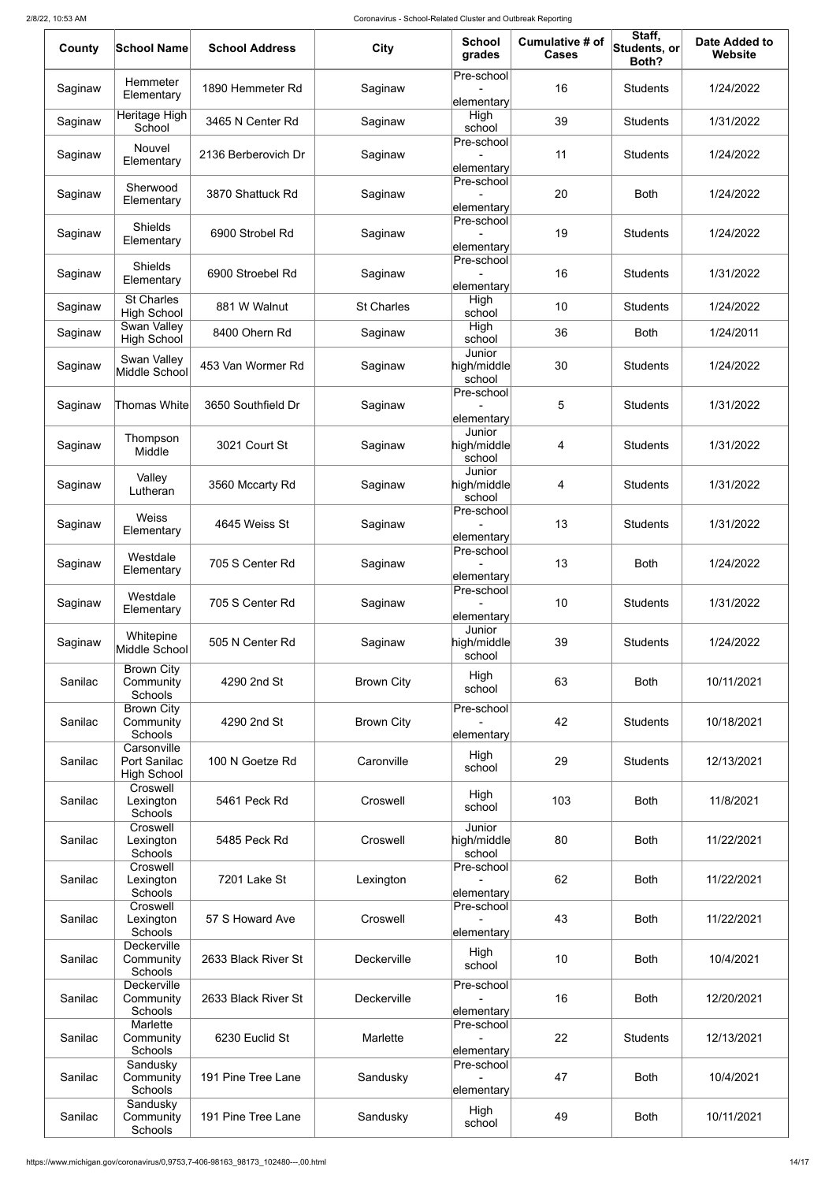| County | School Name | School Address | City | School grades | Cumulative # of Cases | Staff, Students, or Both? | Date Added to Website |
|---|---|---|---|---|---|---|---|
| Saginaw | Hemmeter Elementary | 1890 Hemmeter Rd | Saginaw | Pre-school - elementary | 16 | Students | 1/24/2022 |
| Saginaw | Heritage High School | 3465 N Center Rd | Saginaw | High school | 39 | Students | 1/31/2022 |
| Saginaw | Nouvel Elementary | 2136 Berberovich Dr | Saginaw | Pre-school - elementary | 11 | Students | 1/24/2022 |
| Saginaw | Sherwood Elementary | 3870 Shattuck Rd | Saginaw | Pre-school - elementary | 20 | Both | 1/24/2022 |
| Saginaw | Shields Elementary | 6900 Strobel Rd | Saginaw | Pre-school - elementary | 19 | Students | 1/24/2022 |
| Saginaw | Shields Elementary | 6900 Stroebel Rd | Saginaw | Pre-school - elementary | 16 | Students | 1/31/2022 |
| Saginaw | St Charles High School | 881 W Walnut | St Charles | High school | 10 | Students | 1/24/2022 |
| Saginaw | Swan Valley High School | 8400 Ohern Rd | Saginaw | High school | 36 | Both | 1/24/2011 |
| Saginaw | Swan Valley Middle School | 453 Van Wormer Rd | Saginaw | Junior high/middle school | 30 | Students | 1/24/2022 |
| Saginaw | Thomas White | 3650 Southfield Dr | Saginaw | Pre-school - elementary | 5 | Students | 1/31/2022 |
| Saginaw | Thompson Middle | 3021 Court St | Saginaw | Junior high/middle school | 4 | Students | 1/31/2022 |
| Saginaw | Valley Lutheran | 3560 Mccarty Rd | Saginaw | Junior high/middle school | 4 | Students | 1/31/2022 |
| Saginaw | Weiss Elementary | 4645 Weiss St | Saginaw | Pre-school - elementary | 13 | Students | 1/31/2022 |
| Saginaw | Westdale Elementary | 705 S Center Rd | Saginaw | Pre-school - elementary | 13 | Both | 1/24/2022 |
| Saginaw | Westdale Elementary | 705 S Center Rd | Saginaw | Pre-school - elementary | 10 | Students | 1/31/2022 |
| Saginaw | Whitepine Middle School | 505 N Center Rd | Saginaw | Junior high/middle school | 39 | Students | 1/24/2022 |
| Sanilac | Brown City Community Schools | 4290 2nd St | Brown City | High school | 63 | Both | 10/11/2021 |
| Sanilac | Brown City Community Schools | 4290 2nd St | Brown City | Pre-school - elementary | 42 | Students | 10/18/2021 |
| Sanilac | Carsonville Port Sanilac High School | 100 N Goetze Rd | Caronville | High school | 29 | Students | 12/13/2021 |
| Sanilac | Croswell Lexington Schools | 5461 Peck Rd | Croswell | High school | 103 | Both | 11/8/2021 |
| Sanilac | Croswell Lexington Schools | 5485 Peck Rd | Croswell | Junior high/middle school | 80 | Both | 11/22/2021 |
| Sanilac | Croswell Lexington Schools | 7201 Lake St | Lexington | Pre-school - elementary | 62 | Both | 11/22/2021 |
| Sanilac | Croswell Lexington Schools | 57 S Howard Ave | Croswell | Pre-school - elementary | 43 | Both | 11/22/2021 |
| Sanilac | Deckerville Community Schools | 2633 Black River St | Deckerville | High school | 10 | Both | 10/4/2021 |
| Sanilac | Deckerville Community Schools | 2633 Black River St | Deckerville | Pre-school - elementary | 16 | Both | 12/20/2021 |
| Sanilac | Marlette Community Schools | 6230 Euclid St | Marlette | Pre-school - elementary | 22 | Students | 12/13/2021 |
| Sanilac | Sandusky Community Schools | 191 Pine Tree Lane | Sandusky | Pre-school - elementary | 47 | Both | 10/4/2021 |
| Sanilac | Sandusky Community Schools | 191 Pine Tree Lane | Sandusky | High school | 49 | Both | 10/11/2021 |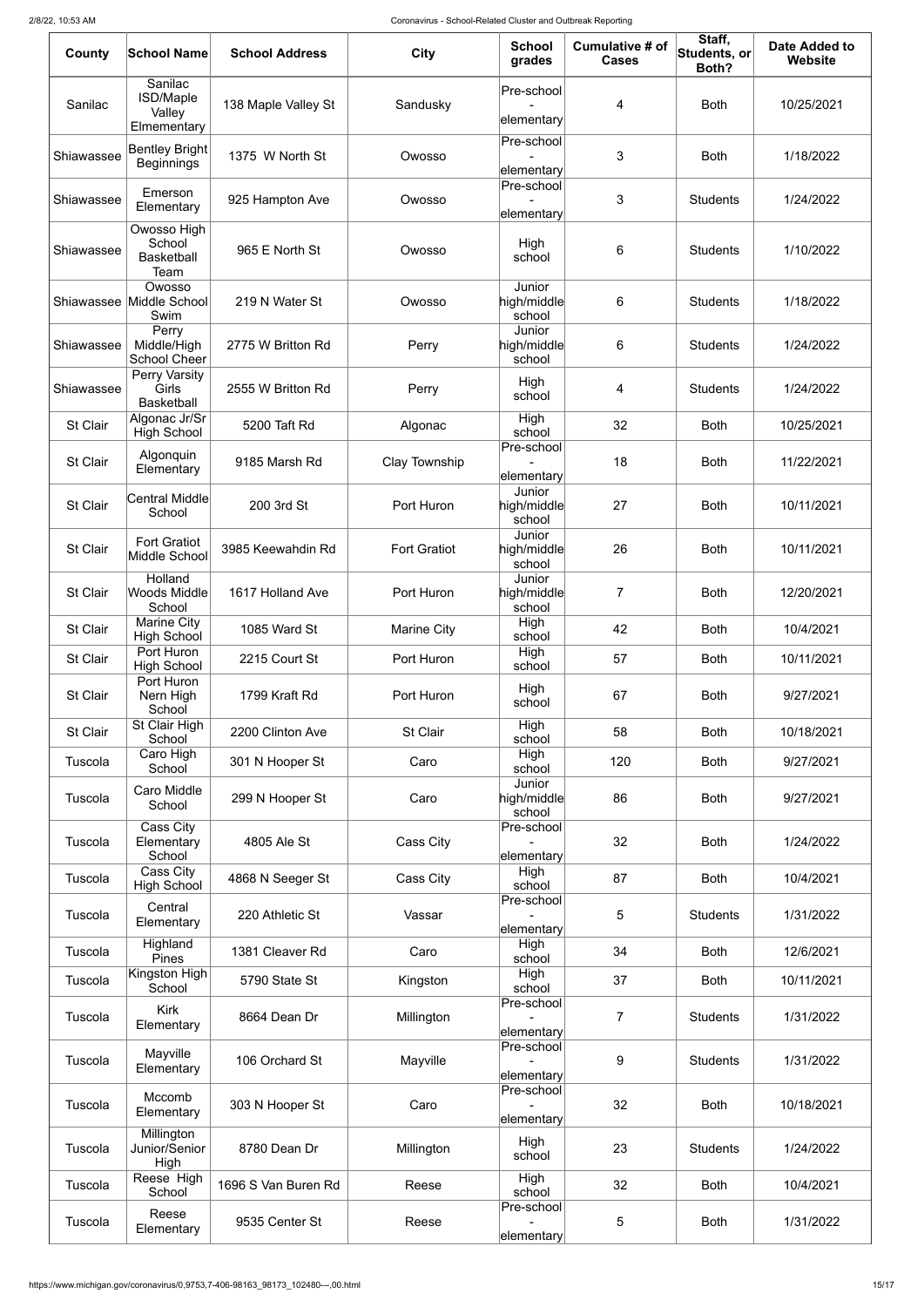| County | School Name | School Address | City | School grades | Cumulative # of Cases | Staff, Students, or Both? | Date Added to Website |
|---|---|---|---|---|---|---|---|
| Sanilac | Sanilac ISD/Maple Valley Elmementary | 138 Maple Valley St | Sandusky | Pre-school - elementary | 4 | Both | 10/25/2021 |
| Shiawassee | Bentley Bright Beginnings | 1375 W North St | Owosso | Pre-school - elementary | 3 | Both | 1/18/2022 |
| Shiawassee | Emerson Elementary | 925 Hampton Ave | Owosso | Pre-school - elementary | 3 | Students | 1/24/2022 |
| Shiawassee | Owosso High School Basketball Team | 965 E North St | Owosso | High school | 6 | Students | 1/10/2022 |
| Shiawassee | Owosso Middle School Swim | 219 N Water St | Owosso | Junior high/middle school | 6 | Students | 1/18/2022 |
| Shiawassee | Perry Middle/High School Cheer | 2775 W Britton Rd | Perry | Junior high/middle school | 6 | Students | 1/24/2022 |
| Shiawassee | Perry Varsity Girls Basketball | 2555 W Britton Rd | Perry | High school | 4 | Students | 1/24/2022 |
| St Clair | Algonac Jr/Sr High School | 5200 Taft Rd | Algonac | High school | 32 | Both | 10/25/2021 |
| St Clair | Algonquin Elementary | 9185 Marsh Rd | Clay Township | Pre-school - elementary | 18 | Both | 11/22/2021 |
| St Clair | Central Middle School | 200 3rd St | Port Huron | Junior high/middle school | 27 | Both | 10/11/2021 |
| St Clair | Fort Gratiot Middle School | 3985 Keewahdin Rd | Fort Gratiot | Junior high/middle school | 26 | Both | 10/11/2021 |
| St Clair | Holland Woods Middle School | 1617 Holland Ave | Port Huron | Junior high/middle school | 7 | Both | 12/20/2021 |
| St Clair | Marine City High School | 1085 Ward St | Marine City | High school | 42 | Both | 10/4/2021 |
| St Clair | Port Huron High School | 2215 Court St | Port Huron | High school | 57 | Both | 10/11/2021 |
| St Clair | Port Huron Nern High School | 1799 Kraft Rd | Port Huron | High school | 67 | Both | 9/27/2021 |
| St Clair | St Clair High School | 2200 Clinton Ave | St Clair | High school | 58 | Both | 10/18/2021 |
| Tuscola | Caro High School | 301 N Hooper St | Caro | High school | 120 | Both | 9/27/2021 |
| Tuscola | Caro Middle School | 299 N Hooper St | Caro | Junior high/middle school | 86 | Both | 9/27/2021 |
| Tuscola | Cass City Elementary School | 4805 Ale St | Cass City | Pre-school - elementary | 32 | Both | 1/24/2022 |
| Tuscola | Cass City High School | 4868 N Seeger St | Cass City | High school | 87 | Both | 10/4/2021 |
| Tuscola | Central Elementary | 220 Athletic St | Vassar | Pre-school - elementary | 5 | Students | 1/31/2022 |
| Tuscola | Highland Pines | 1381 Cleaver Rd | Caro | High school | 34 | Both | 12/6/2021 |
| Tuscola | Kingston High School | 5790 State St | Kingston | High school | 37 | Both | 10/11/2021 |
| Tuscola | Kirk Elementary | 8664 Dean Dr | Millington | Pre-school - elementary | 7 | Students | 1/31/2022 |
| Tuscola | Mayville Elementary | 106 Orchard St | Mayville | Pre-school - elementary | 9 | Students | 1/31/2022 |
| Tuscola | Mccomb Elementary | 303 N Hooper St | Caro | Pre-school - elementary | 32 | Both | 10/18/2021 |
| Tuscola | Millington Junior/Senior High | 8780 Dean Dr | Millington | High school | 23 | Students | 1/24/2022 |
| Tuscola | Reese High School | 1696 S Van Buren Rd | Reese | High school | 32 | Both | 10/4/2021 |
| Tuscola | Reese Elementary | 9535 Center St | Reese | Pre-school - elementary | 5 | Both | 1/31/2022 |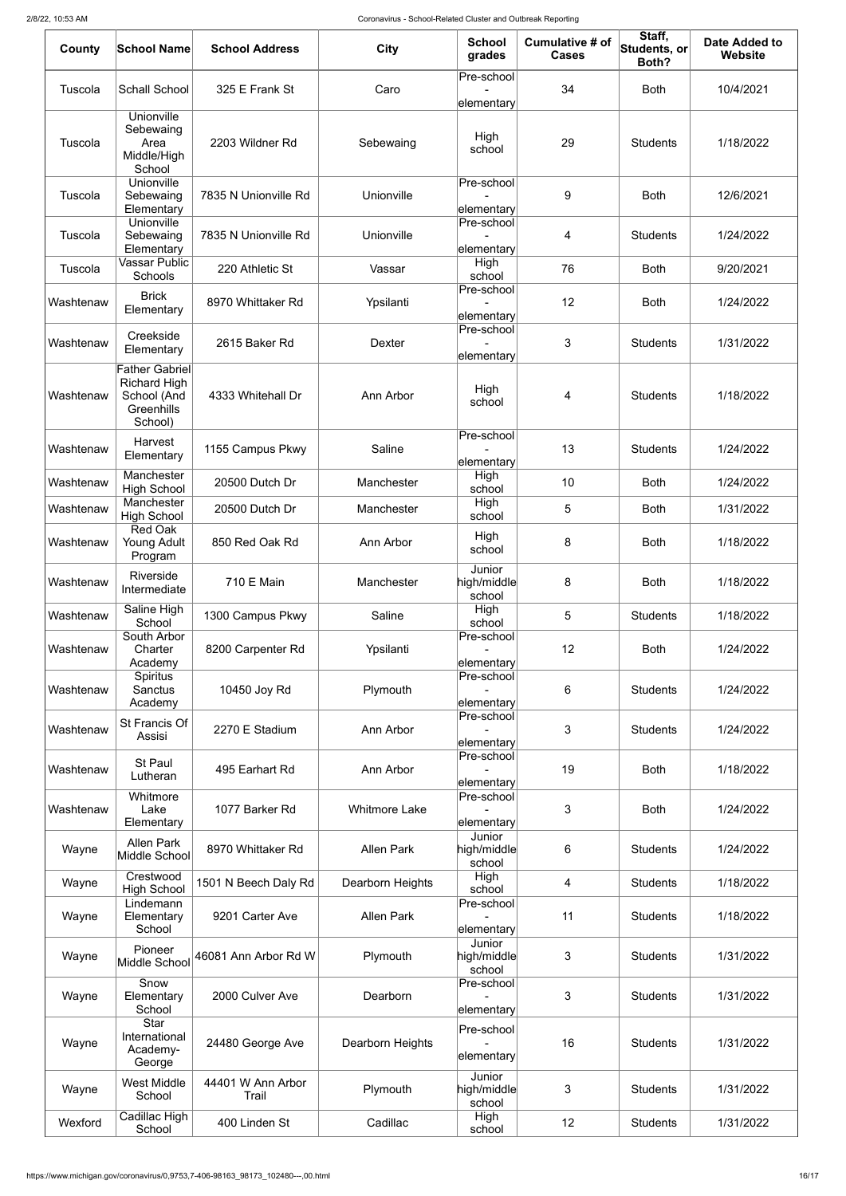| County | School Name | School Address | City | School grades | Cumulative # of Cases | Staff, Students, or Both? | Date Added to Website |
|---|---|---|---|---|---|---|---|
| Tuscola | Schall School | 325 E Frank St | Caro | Pre-school - elementary | 34 | Both | 10/4/2021 |
| Tuscola | Unionville Sebewaing Area Middle/High School | 2203 Wildner Rd | Sebewaing | High school | 29 | Students | 1/18/2022 |
| Tuscola | Unionville Sebewaing Elementary | 7835 N Unionville Rd | Unionville | Pre-school - elementary | 9 | Both | 12/6/2021 |
| Tuscola | Unionville Sebewaing Elementary | 7835 N Unionville Rd | Unionville | Pre-school - elementary | 4 | Students | 1/24/2022 |
| Tuscola | Vassar Public Schools | 220 Athletic St | Vassar | High school | 76 | Both | 9/20/2021 |
| Washtenaw | Brick Elementary | 8970 Whittaker Rd | Ypsilanti | Pre-school - elementary | 12 | Both | 1/24/2022 |
| Washtenaw | Creekside Elementary | 2615 Baker Rd | Dexter | Pre-school - elementary | 3 | Students | 1/31/2022 |
| Washtenaw | Father Gabriel Richard High School (And Greenhills School) | 4333 Whitehall Dr | Ann Arbor | High school | 4 | Students | 1/18/2022 |
| Washtenaw | Harvest Elementary | 1155 Campus Pkwy | Saline | Pre-school - elementary | 13 | Students | 1/24/2022 |
| Washtenaw | Manchester High School | 20500 Dutch Dr | Manchester | High school | 10 | Both | 1/24/2022 |
| Washtenaw | Manchester High School | 20500 Dutch Dr | Manchester | High school | 5 | Both | 1/31/2022 |
| Washtenaw | Red Oak Young Adult Program | 850 Red Oak Rd | Ann Arbor | High school | 8 | Both | 1/18/2022 |
| Washtenaw | Riverside Intermediate | 710 E Main | Manchester | Junior high/middle school | 8 | Both | 1/18/2022 |
| Washtenaw | Saline High School | 1300 Campus Pkwy | Saline | High school | 5 | Students | 1/18/2022 |
| Washtenaw | South Arbor Charter Academy | 8200 Carpenter Rd | Ypsilanti | Pre-school - elementary | 12 | Both | 1/24/2022 |
| Washtenaw | Spiritus Sanctus Academy | 10450 Joy Rd | Plymouth | Pre-school - elementary | 6 | Students | 1/24/2022 |
| Washtenaw | St Francis Of Assisi | 2270 E Stadium | Ann Arbor | Pre-school - elementary | 3 | Students | 1/24/2022 |
| Washtenaw | St Paul Lutheran | 495 Earhart Rd | Ann Arbor | Pre-school - elementary | 19 | Both | 1/18/2022 |
| Washtenaw | Whitmore Lake Elementary | 1077 Barker Rd | Whitmore Lake | Pre-school - elementary | 3 | Both | 1/24/2022 |
| Wayne | Allen Park Middle School | 8970 Whittaker Rd | Allen Park | Junior high/middle school | 6 | Students | 1/24/2022 |
| Wayne | Crestwood High School | 1501 N Beech Daly Rd | Dearborn Heights | High school | 4 | Students | 1/18/2022 |
| Wayne | Lindemann Elementary School | 9201 Carter Ave | Allen Park | Pre-school - elementary | 11 | Students | 1/18/2022 |
| Wayne | Pioneer Middle School | 46081 Ann Arbor Rd W | Plymouth | Junior high/middle school | 3 | Students | 1/31/2022 |
| Wayne | Snow Elementary School | 2000 Culver Ave | Dearborn | Pre-school - elementary | 3 | Students | 1/31/2022 |
| Wayne | Star International Academy-George | 24480 George Ave | Dearborn Heights | Pre-school - elementary | 16 | Students | 1/31/2022 |
| Wayne | West Middle School | 44401 W Ann Arbor Trail | Plymouth | Junior high/middle school | 3 | Students | 1/31/2022 |
| Wexford | Cadillac High School | 400 Linden St | Cadillac | High school | 12 | Students | 1/31/2022 |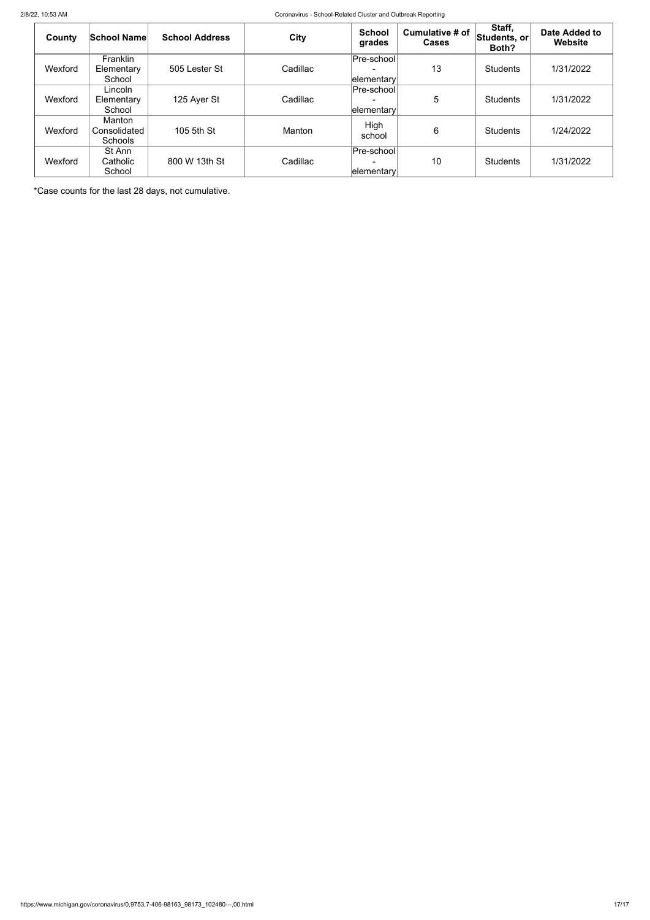| County | School Name | School Address | City | School grades | Cumulative # of Cases | Staff, Students, or Both? | Date Added to Website |
|---|---|---|---|---|---|---|---|
| Wexford | Franklin Elementary School | 505 Lester St | Cadillac | Pre-school - elementary | 13 | Students | 1/31/2022 |
| Wexford | Lincoln Elementary School | 125 Ayer St | Cadillac | Pre-school - elementary | 5 | Students | 1/31/2022 |
| Wexford | Manton Consolidated Schools | 105 5th St | Manton | High school | 6 | Students | 1/24/2022 |
| Wexford | St Ann Catholic School | 800 W 13th St | Cadillac | Pre-school - elementary | 10 | Students | 1/31/2022 |

*Case counts for the last 28 days, not cumulative.